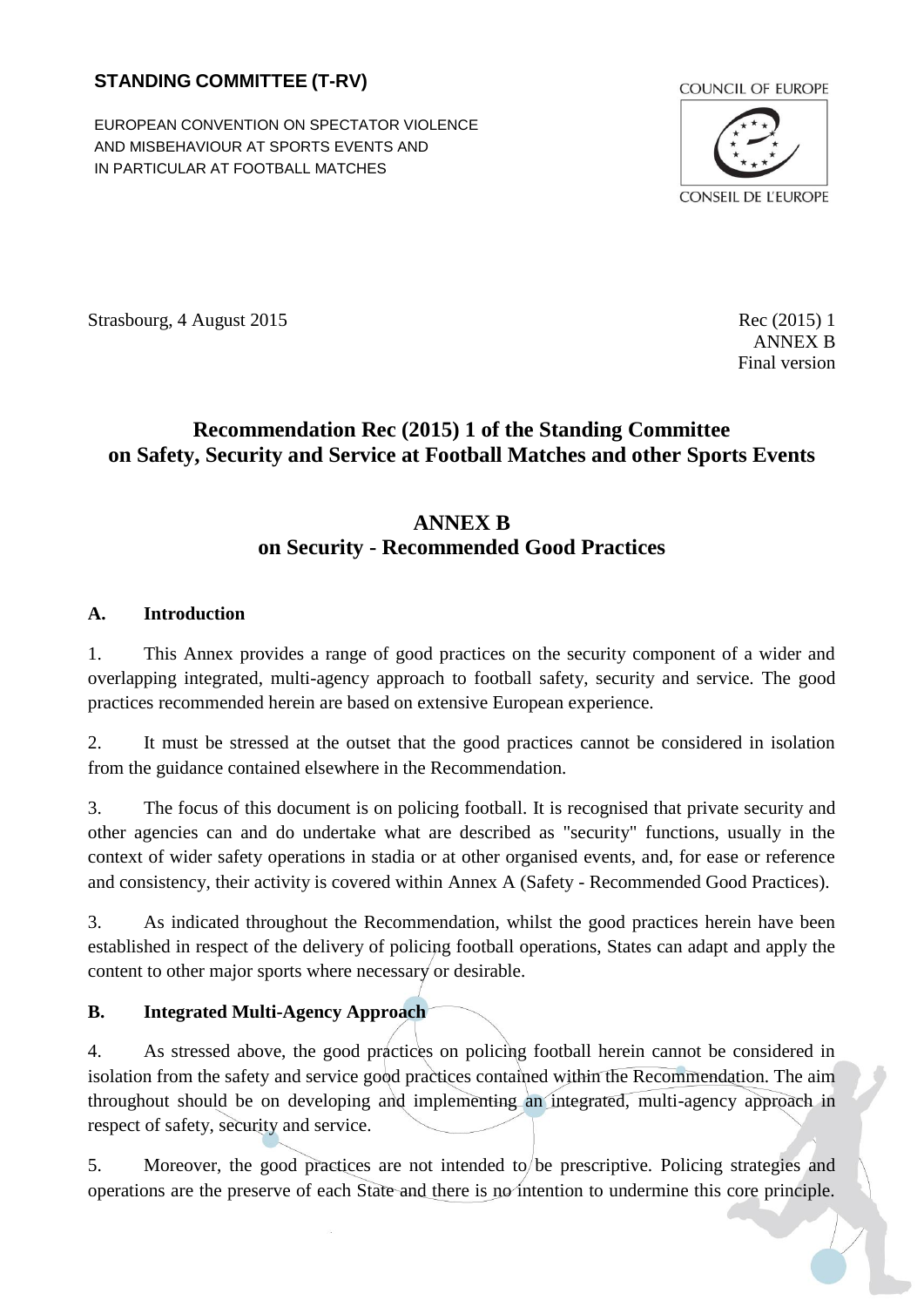**STANDING COMMITTEE (T-RV)**

EUROPEAN CONVENTION ON SPECTATOR VIOLENCE AND MISBEHAVIOUR AT SPORTS EVENTS AND IN PARTICULAR AT FOOTBALL MATCHES

COUNCIL OF EUROPE

CONSEIL DE L'EUROPE

Strasbourg, 4 August 2015

Rec (2015) 1
ANNEX B
Final version

# Recommendation Rec (2015) 1 of the Standing Committee on Safety, Security and Service at Football Matches and other Sports Events

## ANNEX B on Security - Recommended Good Practices

### A. Introduction

1. This Annex provides a range of good practices on the security component of a wider and overlapping integrated, multi-agency approach to football safety, security and service. The good practices recommended herein are based on extensive European experience.

2. It must be stressed at the outset that the good practices cannot be considered in isolation from the guidance contained elsewhere in the Recommendation.

3. The focus of this document is on policing football. It is recognised that private security and other agencies can and do undertake what are described as "security" functions, usually in the context of wider safety operations in stadia or at other organised events, and, for ease or reference and consistency, their activity is covered within Annex A (Safety - Recommended Good Practices).

3. As indicated throughout the Recommendation, whilst the good practices herein have been established in respect of the delivery of policing football operations, States can adapt and apply the content to other major sports where necessary or desirable.

### B. Integrated Multi-Agency Approach

4. As stressed above, the good practices on policing football herein cannot be considered in isolation from the safety and service good practices contained within the Recommendation. The aim throughout should be on developing and implementing an integrated, multi-agency approach in respect of safety, security and service.

5. Moreover, the good practices are not intended to be prescriptive. Policing strategies and operations are the preserve of each State and there is no intention to undermine this core principle.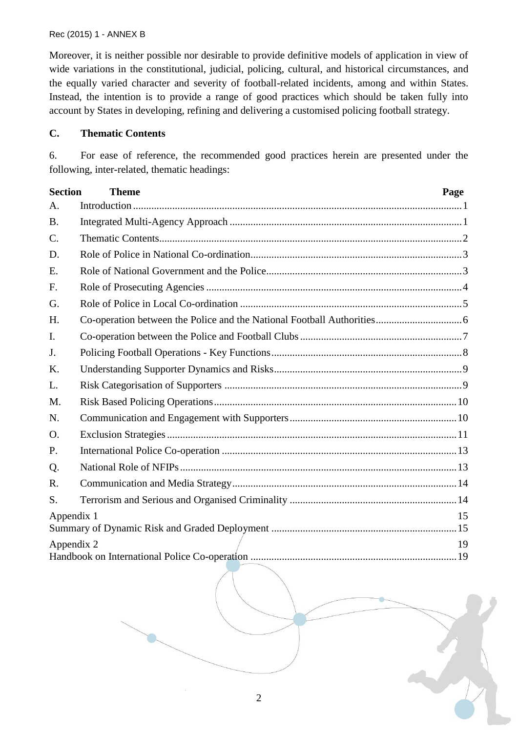Moreover, it is neither possible nor desirable to provide definitive models of application in view of wide variations in the constitutional, judicial, policing, cultural, and historical circumstances, and the equally varied character and severity of football-related incidents, among and within States. Instead, the intention is to provide a range of good practices which should be taken fully into account by States in developing, refining and delivering a customised policing football strategy.

## C. Thematic Contents

6. For ease of reference, the recommended good practices herein are presented under the following, inter-related, thematic headings:

| Section | Theme | Page |
|---|---|---|
| A. | Introduction | 1 |
| B. | Integrated Multi-Agency Approach | 1 |
| C. | Thematic Contents | 2 |
| D. | Role of Police in National Co-ordination | 3 |
| E. | Role of National Government and the Police | 3 |
| F. | Role of Prosecuting Agencies | 4 |
| G. | Role of Police in Local Co-ordination | 5 |
| H. | Co-operation between the Police and the National Football Authorities | 6 |
| I. | Co-operation between the Police and Football Clubs | 7 |
| J. | Policing Football Operations - Key Functions | 8 |
| K. | Understanding Supporter Dynamics and Risks | 9 |
| L. | Risk Categorisation of Supporters | 9 |
| M. | Risk Based Policing Operations | 10 |
| N. | Communication and Engagement with Supporters | 10 |
| O. | Exclusion Strategies | 11 |
| P. | International Police Co-operation | 13 |
| Q. | National Role of NFIPs | 13 |
| R. | Communication and Media Strategy | 14 |
| S. | Terrorism and Serious and Organised Criminality | 14 |
| Appendix 1 | | 15 |
| | Summary of Dynamic Risk and Graded Deployment | 15 |
| Appendix 2 | | 19 |
| | Handbook on International Police Co-operation | 19 |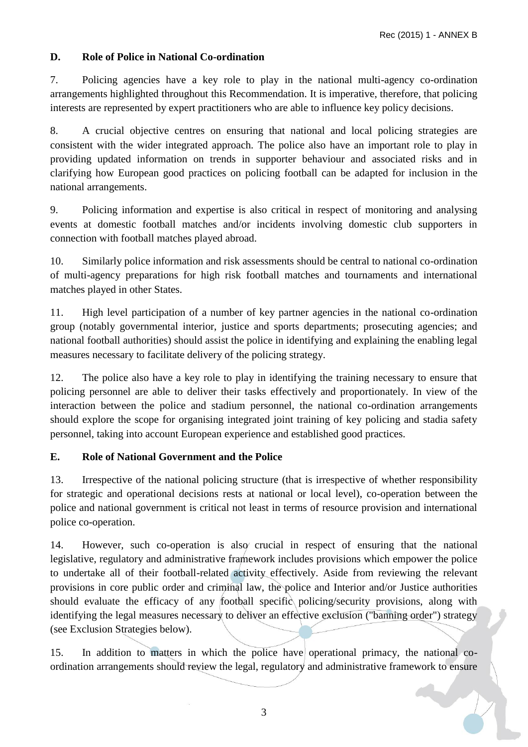## D. Role of Police in National Co-ordination

7. Policing agencies have a key role to play in the national multi-agency co-ordination arrangements highlighted throughout this Recommendation. It is imperative, therefore, that policing interests are represented by expert practitioners who are able to influence key policy decisions.

8. A crucial objective centres on ensuring that national and local policing strategies are consistent with the wider integrated approach. The police also have an important role to play in providing updated information on trends in supporter behaviour and associated risks and in clarifying how European good practices on policing football can be adapted for inclusion in the national arrangements.

9. Policing information and expertise is also critical in respect of monitoring and analysing events at domestic football matches and/or incidents involving domestic club supporters in connection with football matches played abroad.

10. Similarly police information and risk assessments should be central to national co-ordination of multi-agency preparations for high risk football matches and tournaments and international matches played in other States.

11. High level participation of a number of key partner agencies in the national co-ordination group (notably governmental interior, justice and sports departments; prosecuting agencies; and national football authorities) should assist the police in identifying and explaining the enabling legal measures necessary to facilitate delivery of the policing strategy.

12. The police also have a key role to play in identifying the training necessary to ensure that policing personnel are able to deliver their tasks effectively and proportionately. In view of the interaction between the police and stadium personnel, the national co-ordination arrangements should explore the scope for organising integrated joint training of key policing and stadia safety personnel, taking into account European experience and established good practices.

## E. Role of National Government and the Police

13. Irrespective of the national policing structure (that is irrespective of whether responsibility for strategic and operational decisions rests at national or local level), co-operation between the police and national government is critical not least in terms of resource provision and international police co-operation.

14. However, such co-operation is also crucial in respect of ensuring that the national legislative, regulatory and administrative framework includes provisions which empower the police to undertake all of their football-related activity effectively. Aside from reviewing the relevant provisions in core public order and criminal law, the police and Interior and/or Justice authorities should evaluate the efficacy of any football specific policing/security provisions, along with identifying the legal measures necessary to deliver an effective exclusion ("banning order") strategy (see Exclusion Strategies below).

15. In addition to matters in which the police have operational primacy, the national co-ordination arrangements should review the legal, regulatory and administrative framework to ensure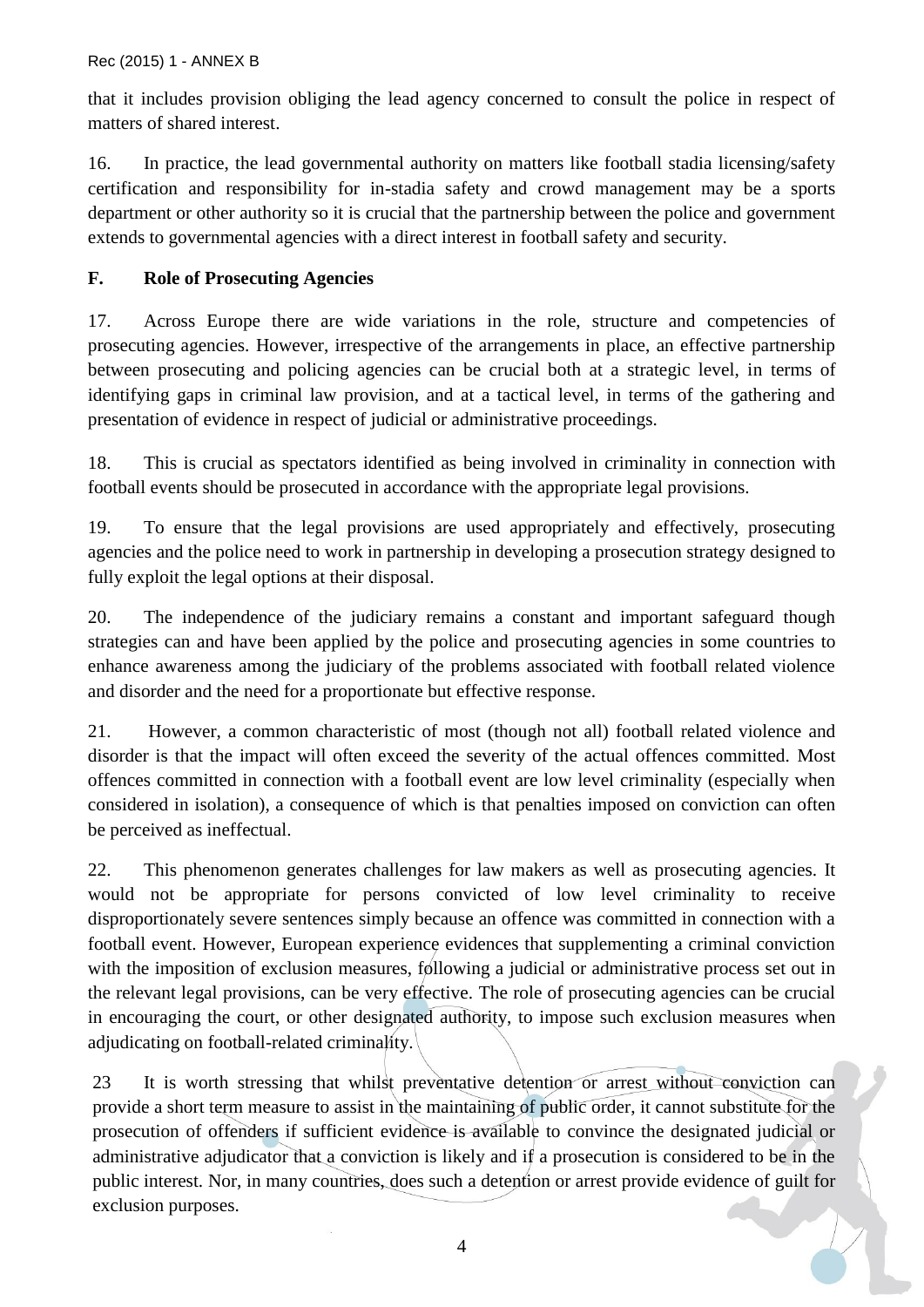that it includes provision obliging the lead agency concerned to consult the police in respect of matters of shared interest.

16. In practice, the lead governmental authority on matters like football stadia licensing/safety certification and responsibility for in-stadia safety and crowd management may be a sports department or other authority so it is crucial that the partnership between the police and government extends to governmental agencies with a direct interest in football safety and security.

## F. Role of Prosecuting Agencies

17. Across Europe there are wide variations in the role, structure and competencies of prosecuting agencies. However, irrespective of the arrangements in place, an effective partnership between prosecuting and policing agencies can be crucial both at a strategic level, in terms of identifying gaps in criminal law provision, and at a tactical level, in terms of the gathering and presentation of evidence in respect of judicial or administrative proceedings.

18. This is crucial as spectators identified as being involved in criminality in connection with football events should be prosecuted in accordance with the appropriate legal provisions.

19. To ensure that the legal provisions are used appropriately and effectively, prosecuting agencies and the police need to work in partnership in developing a prosecution strategy designed to fully exploit the legal options at their disposal.

20. The independence of the judiciary remains a constant and important safeguard though strategies can and have been applied by the police and prosecuting agencies in some countries to enhance awareness among the judiciary of the problems associated with football related violence and disorder and the need for a proportionate but effective response.

21. However, a common characteristic of most (though not all) football related violence and disorder is that the impact will often exceed the severity of the actual offences committed. Most offences committed in connection with a football event are low level criminality (especially when considered in isolation), a consequence of which is that penalties imposed on conviction can often be perceived as ineffectual.

22. This phenomenon generates challenges for law makers as well as prosecuting agencies. It would not be appropriate for persons convicted of low level criminality to receive disproportionately severe sentences simply because an offence was committed in connection with a football event. However, European experience evidences that supplementing a criminal conviction with the imposition of exclusion measures, following a judicial or administrative process set out in the relevant legal provisions, can be very effective. The role of prosecuting agencies can be crucial in encouraging the court, or other designated authority, to impose such exclusion measures when adjudicating on football-related criminality.

23 It is worth stressing that whilst preventative detention or arrest without conviction can provide a short term measure to assist in the maintaining of public order, it cannot substitute for the prosecution of offenders if sufficient evidence is available to convince the designated judicial or administrative adjudicator that a conviction is likely and if a prosecution is considered to be in the public interest. Nor, in many countries, does such a detention or arrest provide evidence of guilt for exclusion purposes.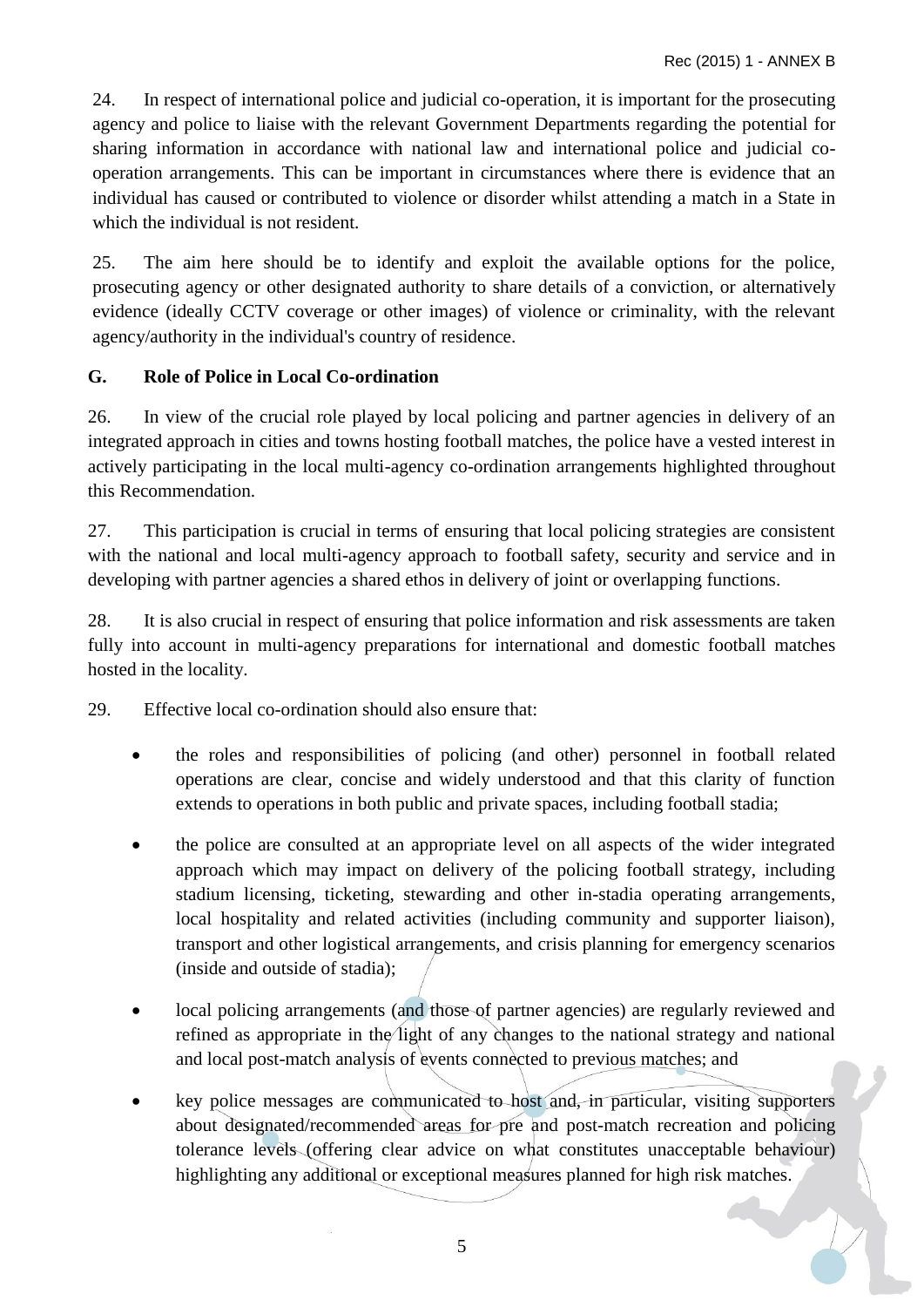24. In respect of international police and judicial co-operation, it is important for the prosecuting agency and police to liaise with the relevant Government Departments regarding the potential for sharing information in accordance with national law and international police and judicial co-operation arrangements. This can be important in circumstances where there is evidence that an individual has caused or contributed to violence or disorder whilst attending a match in a State in which the individual is not resident.

25. The aim here should be to identify and exploit the available options for the police, prosecuting agency or other designated authority to share details of a conviction, or alternatively evidence (ideally CCTV coverage or other images) of violence or criminality, with the relevant agency/authority in the individual's country of residence.

## G. Role of Police in Local Co-ordination

26. In view of the crucial role played by local policing and partner agencies in delivery of an integrated approach in cities and towns hosting football matches, the police have a vested interest in actively participating in the local multi-agency co-ordination arrangements highlighted throughout this Recommendation.

27. This participation is crucial in terms of ensuring that local policing strategies are consistent with the national and local multi-agency approach to football safety, security and service and in developing with partner agencies a shared ethos in delivery of joint or overlapping functions.

28. It is also crucial in respect of ensuring that police information and risk assessments are taken fully into account in multi-agency preparations for international and domestic football matches hosted in the locality.

29. Effective local co-ordination should also ensure that:

- the roles and responsibilities of policing (and other) personnel in football related operations are clear, concise and widely understood and that this clarity of function extends to operations in both public and private spaces, including football stadia;
- the police are consulted at an appropriate level on all aspects of the wider integrated approach which may impact on delivery of the policing football strategy, including stadium licensing, ticketing, stewarding and other in-stadia operating arrangements, local hospitality and related activities (including community and supporter liaison), transport and other logistical arrangements, and crisis planning for emergency scenarios (inside and outside of stadia);
- local policing arrangements (and those of partner agencies) are regularly reviewed and refined as appropriate in the light of any changes to the national strategy and national and local post-match analysis of events connected to previous matches; and
- key police messages are communicated to host and, in particular, visiting supporters about designated/recommended areas for pre and post-match recreation and policing tolerance levels (offering clear advice on what constitutes unacceptable behaviour) highlighting any additional or exceptional measures planned for high risk matches.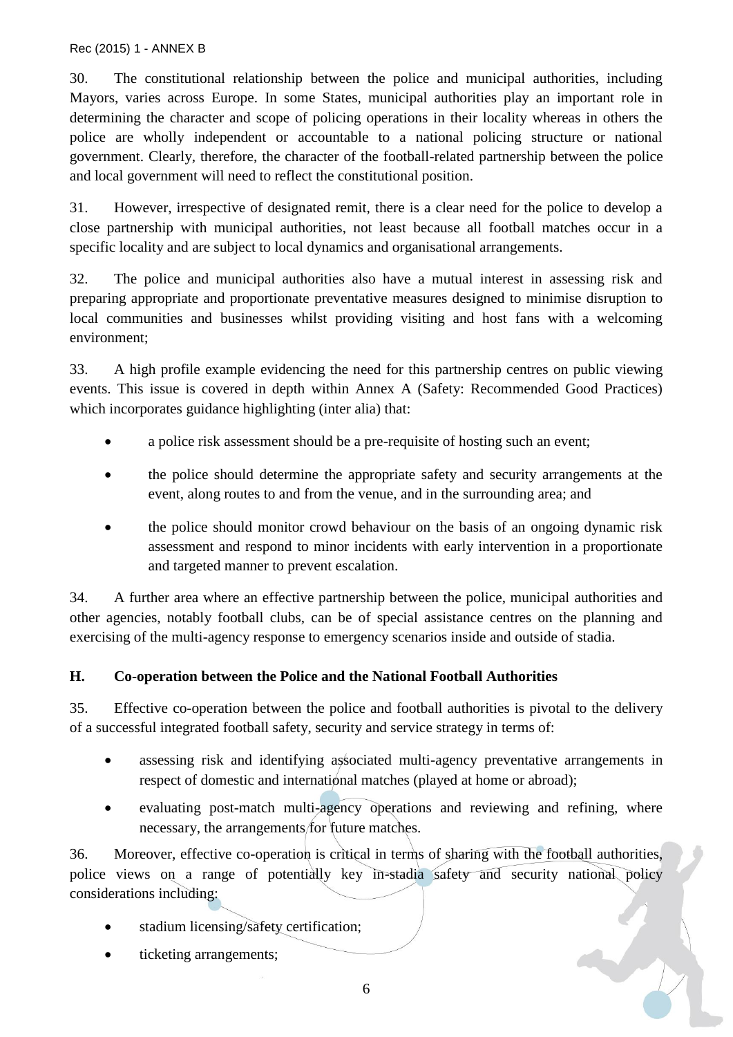30. The constitutional relationship between the police and municipal authorities, including Mayors, varies across Europe. In some States, municipal authorities play an important role in determining the character and scope of policing operations in their locality whereas in others the police are wholly independent or accountable to a national policing structure or national government. Clearly, therefore, the character of the football-related partnership between the police and local government will need to reflect the constitutional position.

31. However, irrespective of designated remit, there is a clear need for the police to develop a close partnership with municipal authorities, not least because all football matches occur in a specific locality and are subject to local dynamics and organisational arrangements.

32. The police and municipal authorities also have a mutual interest in assessing risk and preparing appropriate and proportionate preventative measures designed to minimise disruption to local communities and businesses whilst providing visiting and host fans with a welcoming environment;

33. A high profile example evidencing the need for this partnership centres on public viewing events. This issue is covered in depth within Annex A (Safety: Recommended Good Practices) which incorporates guidance highlighting (inter alia) that:

- a police risk assessment should be a pre-requisite of hosting such an event;
- the police should determine the appropriate safety and security arrangements at the event, along routes to and from the venue, and in the surrounding area; and
- the police should monitor crowd behaviour on the basis of an ongoing dynamic risk assessment and respond to minor incidents with early intervention in a proportionate and targeted manner to prevent escalation.

34. A further area where an effective partnership between the police, municipal authorities and other agencies, notably football clubs, can be of special assistance centres on the planning and exercising of the multi-agency response to emergency scenarios inside and outside of stadia.

## H. Co-operation between the Police and the National Football Authorities

35. Effective co-operation between the police and football authorities is pivotal to the delivery of a successful integrated football safety, security and service strategy in terms of:

- assessing risk and identifying associated multi-agency preventative arrangements in respect of domestic and international matches (played at home or abroad);
- evaluating post-match multi-agency operations and reviewing and refining, where necessary, the arrangements for future matches.

36. Moreover, effective co-operation is critical in terms of sharing with the football authorities, police views on a range of potentially key in-stadia safety and security national policy considerations including:

- stadium licensing/safety certification;
- ticketing arrangements;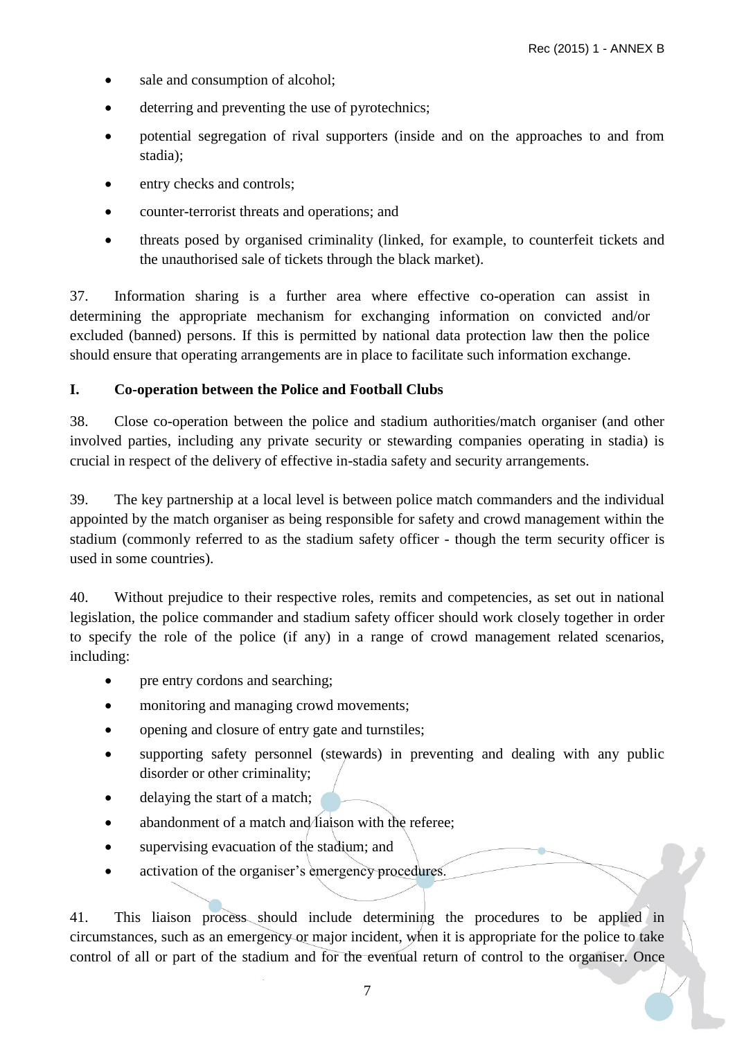- sale and consumption of alcohol;
- deterring and preventing the use of pyrotechnics;
- potential segregation of rival supporters (inside and on the approaches to and from stadia);
- entry checks and controls;
- counter-terrorist threats and operations; and
- threats posed by organised criminality (linked, for example, to counterfeit tickets and the unauthorised sale of tickets through the black market).

37. Information sharing is a further area where effective co-operation can assist in determining the appropriate mechanism for exchanging information on convicted and/or excluded (banned) persons. If this is permitted by national data protection law then the police should ensure that operating arrangements are in place to facilitate such information exchange.

## I. Co-operation between the Police and Football Clubs

38. Close co-operation between the police and stadium authorities/match organiser (and other involved parties, including any private security or stewarding companies operating in stadia) is crucial in respect of the delivery of effective in-stadia safety and security arrangements.

39. The key partnership at a local level is between police match commanders and the individual appointed by the match organiser as being responsible for safety and crowd management within the stadium (commonly referred to as the stadium safety officer - though the term security officer is used in some countries).

40. Without prejudice to their respective roles, remits and competencies, as set out in national legislation, the police commander and stadium safety officer should work closely together in order to specify the role of the police (if any) in a range of crowd management related scenarios, including:

- pre entry cordons and searching;
- monitoring and managing crowd movements;
- opening and closure of entry gate and turnstiles;
- supporting safety personnel (stewards) in preventing and dealing with any public disorder or other criminality;
- delaying the start of a match;
- abandonment of a match and liaison with the referee;
- supervising evacuation of the stadium; and
- activation of the organiser's emergency procedures.

41. This liaison process should include determining the procedures to be applied in circumstances, such as an emergency or major incident, when it is appropriate for the police to take control of all or part of the stadium and for the eventual return of control to the organiser. Once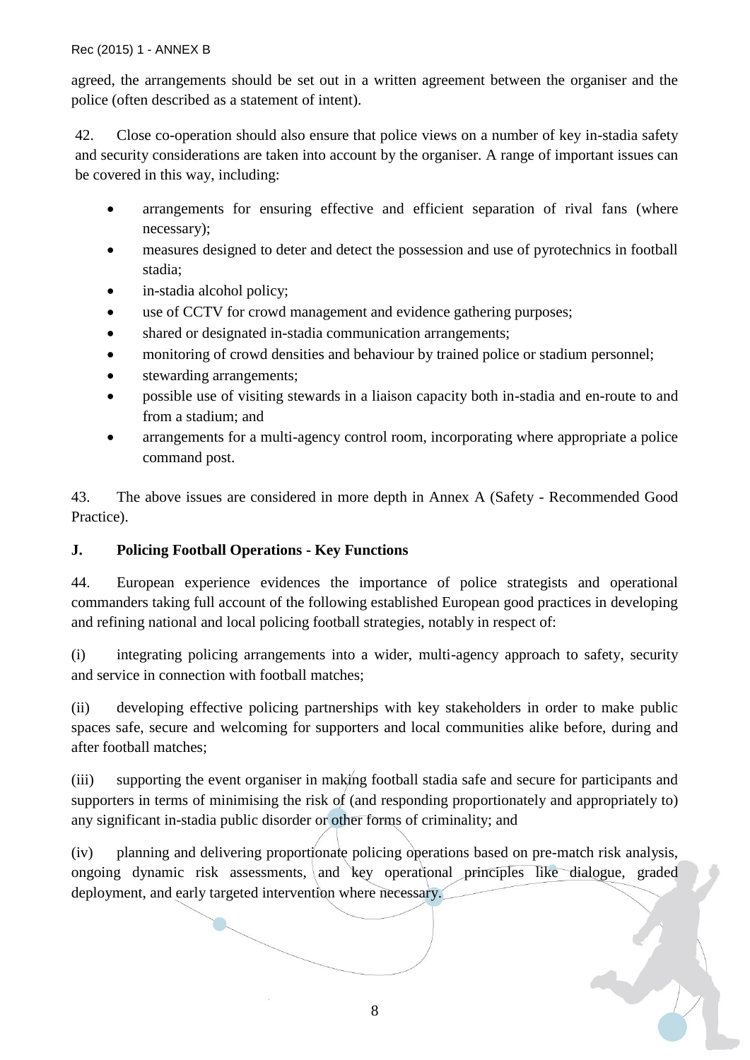agreed, the arrangements should be set out in a written agreement between the organiser and the police (often described as a statement of intent).

42. Close co-operation should also ensure that police views on a number of key in-stadia safety and security considerations are taken into account by the organiser. A range of important issues can be covered in this way, including:

- arrangements for ensuring effective and efficient separation of rival fans (where necessary);
- measures designed to deter and detect the possession and use of pyrotechnics in football stadia;
- in-stadia alcohol policy;
- use of CCTV for crowd management and evidence gathering purposes;
- shared or designated in-stadia communication arrangements;
- monitoring of crowd densities and behaviour by trained police or stadium personnel;
- stewarding arrangements;
- possible use of visiting stewards in a liaison capacity both in-stadia and en-route to and from a stadium; and
- arrangements for a multi-agency control room, incorporating where appropriate a police command post.

43. The above issues are considered in more depth in Annex A (Safety - Recommended Good Practice).

## J. Policing Football Operations - Key Functions

44. European experience evidences the importance of police strategists and operational commanders taking full account of the following established European good practices in developing and refining national and local policing football strategies, notably in respect of:

(i) integrating policing arrangements into a wider, multi-agency approach to safety, security and service in connection with football matches;

(ii) developing effective policing partnerships with key stakeholders in order to make public spaces safe, secure and welcoming for supporters and local communities alike before, during and after football matches;

(iii) supporting the event organiser in making football stadia safe and secure for participants and supporters in terms of minimising the risk of (and responding proportionately and appropriately to) any significant in-stadia public disorder or other forms of criminality; and

(iv) planning and delivering proportionate policing operations based on pre-match risk analysis, ongoing dynamic risk assessments, and key operational principles like dialogue, graded deployment, and early targeted intervention where necessary.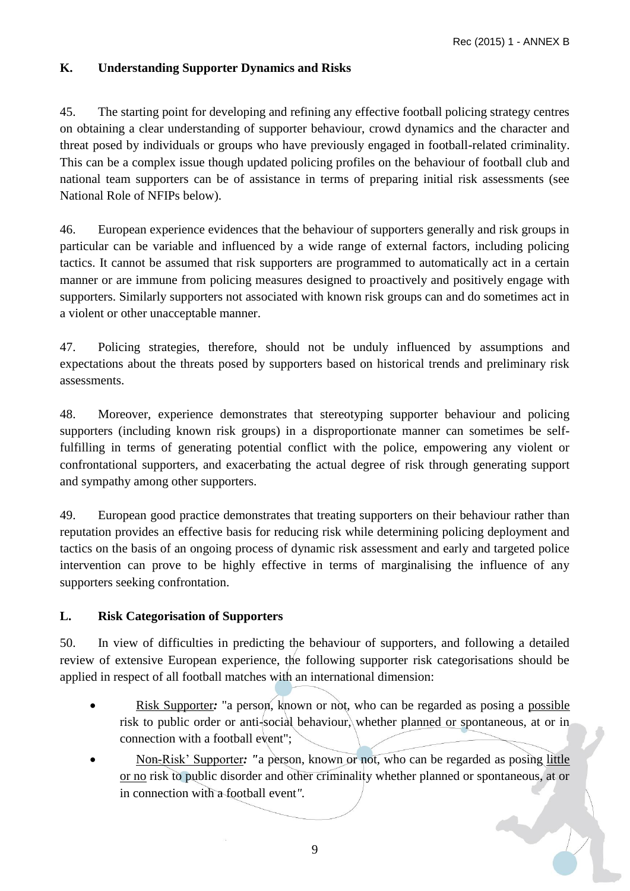## K. Understanding Supporter Dynamics and Risks

45. The starting point for developing and refining any effective football policing strategy centres on obtaining a clear understanding of supporter behaviour, crowd dynamics and the character and threat posed by individuals or groups who have previously engaged in football-related criminality. This can be a complex issue though updated policing profiles on the behaviour of football club and national team supporters can be of assistance in terms of preparing initial risk assessments (see National Role of NFIPs below).

46. European experience evidences that the behaviour of supporters generally and risk groups in particular can be variable and influenced by a wide range of external factors, including policing tactics. It cannot be assumed that risk supporters are programmed to automatically act in a certain manner or are immune from policing measures designed to proactively and positively engage with supporters. Similarly supporters not associated with known risk groups can and do sometimes act in a violent or other unacceptable manner.

47. Policing strategies, therefore, should not be unduly influenced by assumptions and expectations about the threats posed by supporters based on historical trends and preliminary risk assessments.

48. Moreover, experience demonstrates that stereotyping supporter behaviour and policing supporters (including known risk groups) in a disproportionate manner can sometimes be self-fulfilling in terms of generating potential conflict with the police, empowering any violent or confrontational supporters, and exacerbating the actual degree of risk through generating support and sympathy among other supporters.

49. European good practice demonstrates that treating supporters on their behaviour rather than reputation provides an effective basis for reducing risk while determining policing deployment and tactics on the basis of an ongoing process of dynamic risk assessment and early and targeted police intervention can prove to be highly effective in terms of marginalising the influence of any supporters seeking confrontation.

## L. Risk Categorisation of Supporters

50. In view of difficulties in predicting the behaviour of supporters, and following a detailed review of extensive European experience, the following supporter risk categorisations should be applied in respect of all football matches with an international dimension:

- Risk Supporter***:*** "a person, known or not, who can be regarded as posing a possible risk to public order or anti-social behaviour, whether planned or spontaneous, at or in connection with a football event";
- Non-Risk' Supporter***:*** *"*a person, known or not, who can be regarded as posing little or no risk to public disorder and other criminality whether planned or spontaneous, at or in connection with a football event*"*.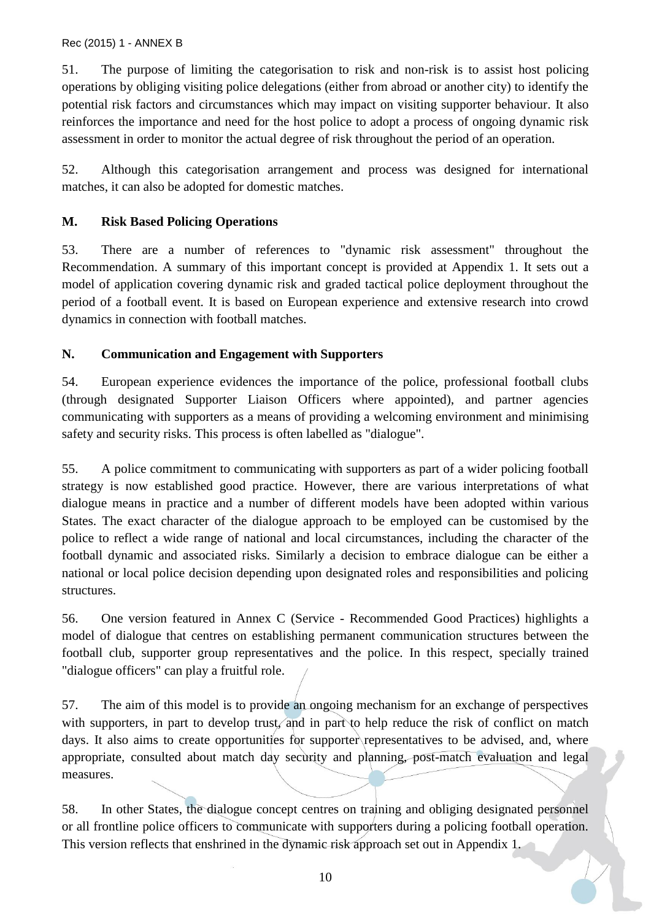51. The purpose of limiting the categorisation to risk and non-risk is to assist host policing operations by obliging visiting police delegations (either from abroad or another city) to identify the potential risk factors and circumstances which may impact on visiting supporter behaviour. It also reinforces the importance and need for the host police to adopt a process of ongoing dynamic risk assessment in order to monitor the actual degree of risk throughout the period of an operation.

52. Although this categorisation arrangement and process was designed for international matches, it can also be adopted for domestic matches.

## M. Risk Based Policing Operations

53. There are a number of references to "dynamic risk assessment" throughout the Recommendation. A summary of this important concept is provided at Appendix 1. It sets out a model of application covering dynamic risk and graded tactical police deployment throughout the period of a football event. It is based on European experience and extensive research into crowd dynamics in connection with football matches.

## N. Communication and Engagement with Supporters

54. European experience evidences the importance of the police, professional football clubs (through designated Supporter Liaison Officers where appointed), and partner agencies communicating with supporters as a means of providing a welcoming environment and minimising safety and security risks. This process is often labelled as "dialogue".

55. A police commitment to communicating with supporters as part of a wider policing football strategy is now established good practice. However, there are various interpretations of what dialogue means in practice and a number of different models have been adopted within various States. The exact character of the dialogue approach to be employed can be customised by the police to reflect a wide range of national and local circumstances, including the character of the football dynamic and associated risks. Similarly a decision to embrace dialogue can be either a national or local police decision depending upon designated roles and responsibilities and policing structures.

56. One version featured in Annex C (Service - Recommended Good Practices) highlights a model of dialogue that centres on establishing permanent communication structures between the football club, supporter group representatives and the police. In this respect, specially trained "dialogue officers" can play a fruitful role.

57. The aim of this model is to provide an ongoing mechanism for an exchange of perspectives with supporters, in part to develop trust, and in part to help reduce the risk of conflict on match days. It also aims to create opportunities for supporter representatives to be advised, and, where appropriate, consulted about match day security and planning, post-match evaluation and legal measures.

58. In other States, the dialogue concept centres on training and obliging designated personnel or all frontline police officers to communicate with supporters during a policing football operation. This version reflects that enshrined in the dynamic risk approach set out in Appendix 1.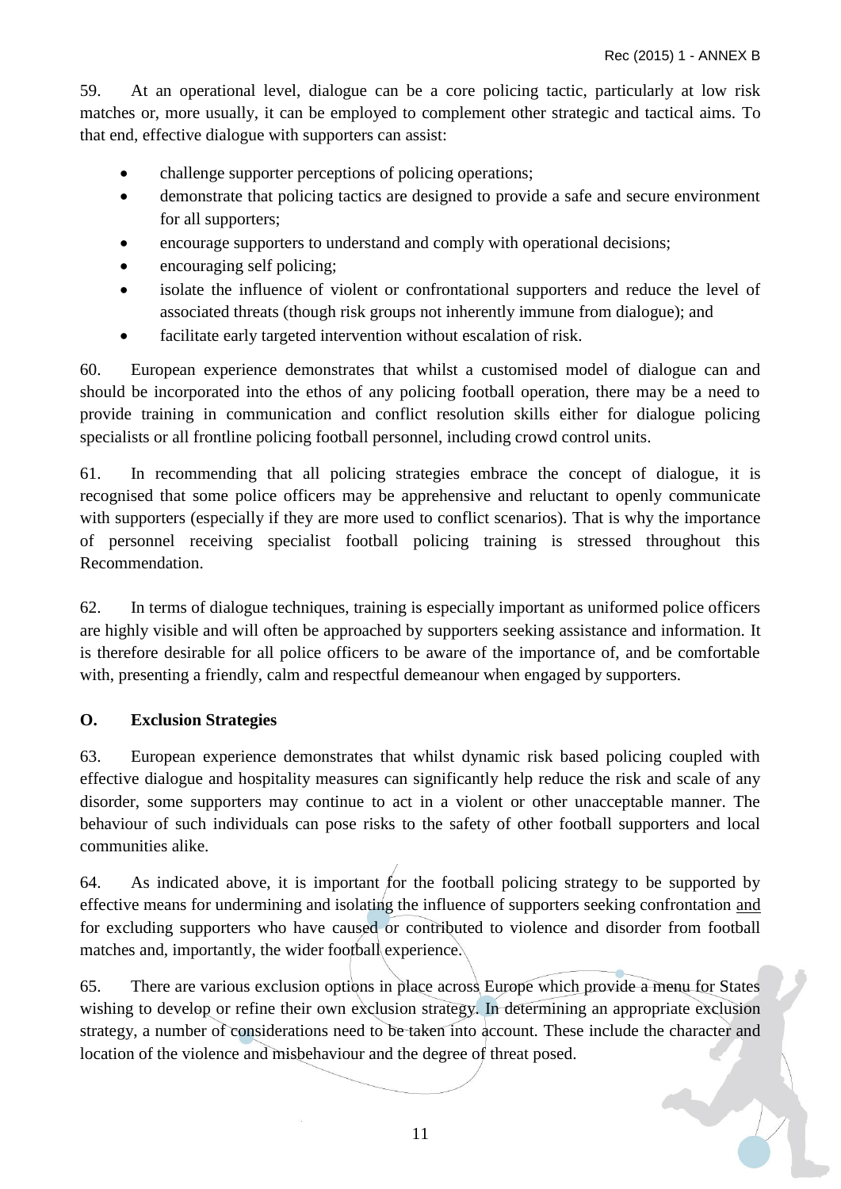59. At an operational level, dialogue can be a core policing tactic, particularly at low risk matches or, more usually, it can be employed to complement other strategic and tactical aims. To that end, effective dialogue with supporters can assist:

- challenge supporter perceptions of policing operations;
- demonstrate that policing tactics are designed to provide a safe and secure environment for all supporters;
- encourage supporters to understand and comply with operational decisions;
- encouraging self policing;
- isolate the influence of violent or confrontational supporters and reduce the level of associated threats (though risk groups not inherently immune from dialogue); and
- facilitate early targeted intervention without escalation of risk.

60. European experience demonstrates that whilst a customised model of dialogue can and should be incorporated into the ethos of any policing football operation, there may be a need to provide training in communication and conflict resolution skills either for dialogue policing specialists or all frontline policing football personnel, including crowd control units.

61. In recommending that all policing strategies embrace the concept of dialogue, it is recognised that some police officers may be apprehensive and reluctant to openly communicate with supporters (especially if they are more used to conflict scenarios). That is why the importance of personnel receiving specialist football policing training is stressed throughout this Recommendation.

62. In terms of dialogue techniques, training is especially important as uniformed police officers are highly visible and will often be approached by supporters seeking assistance and information. It is therefore desirable for all police officers to be aware of the importance of, and be comfortable with, presenting a friendly, calm and respectful demeanour when engaged by supporters.

## O. Exclusion Strategies

63. European experience demonstrates that whilst dynamic risk based policing coupled with effective dialogue and hospitality measures can significantly help reduce the risk and scale of any disorder, some supporters may continue to act in a violent or other unacceptable manner. The behaviour of such individuals can pose risks to the safety of other football supporters and local communities alike.

64. As indicated above, it is important for the football policing strategy to be supported by effective means for undermining and isolating the influence of supporters seeking confrontation and for excluding supporters who have caused or contributed to violence and disorder from football matches and, importantly, the wider football experience.

65. There are various exclusion options in place across Europe which provide a menu for States wishing to develop or refine their own exclusion strategy. In determining an appropriate exclusion strategy, a number of considerations need to be taken into account. These include the character and location of the violence and misbehaviour and the degree of threat posed.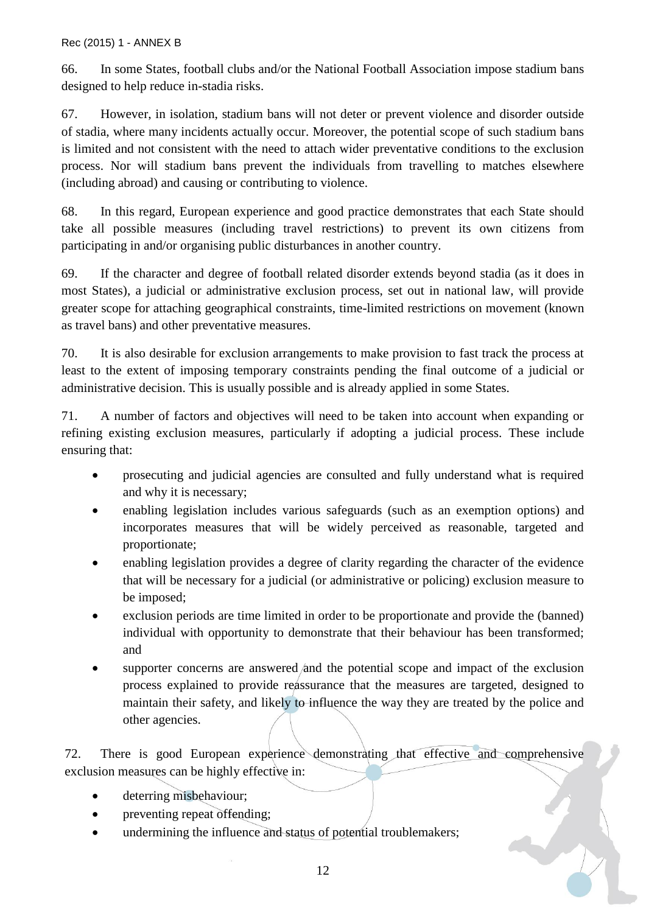66. In some States, football clubs and/or the National Football Association impose stadium bans designed to help reduce in-stadia risks.

67. However, in isolation, stadium bans will not deter or prevent violence and disorder outside of stadia, where many incidents actually occur. Moreover, the potential scope of such stadium bans is limited and not consistent with the need to attach wider preventative conditions to the exclusion process. Nor will stadium bans prevent the individuals from travelling to matches elsewhere (including abroad) and causing or contributing to violence.

68. In this regard, European experience and good practice demonstrates that each State should take all possible measures (including travel restrictions) to prevent its own citizens from participating in and/or organising public disturbances in another country.

69. If the character and degree of football related disorder extends beyond stadia (as it does in most States), a judicial or administrative exclusion process, set out in national law, will provide greater scope for attaching geographical constraints, time-limited restrictions on movement (known as travel bans) and other preventative measures.

70. It is also desirable for exclusion arrangements to make provision to fast track the process at least to the extent of imposing temporary constraints pending the final outcome of a judicial or administrative decision. This is usually possible and is already applied in some States.

71. A number of factors and objectives will need to be taken into account when expanding or refining existing exclusion measures, particularly if adopting a judicial process. These include ensuring that:

- prosecuting and judicial agencies are consulted and fully understand what is required and why it is necessary;
- enabling legislation includes various safeguards (such as an exemption options) and incorporates measures that will be widely perceived as reasonable, targeted and proportionate;
- enabling legislation provides a degree of clarity regarding the character of the evidence that will be necessary for a judicial (or administrative or policing) exclusion measure to be imposed;
- exclusion periods are time limited in order to be proportionate and provide the (banned) individual with opportunity to demonstrate that their behaviour has been transformed; and
- supporter concerns are answered and the potential scope and impact of the exclusion process explained to provide reassurance that the measures are targeted, designed to maintain their safety, and likely to influence the way they are treated by the police and other agencies.

72. There is good European experience demonstrating that effective and comprehensive exclusion measures can be highly effective in:

- deterring misbehaviour;
- preventing repeat offending;
- undermining the influence and status of potential troublemakers;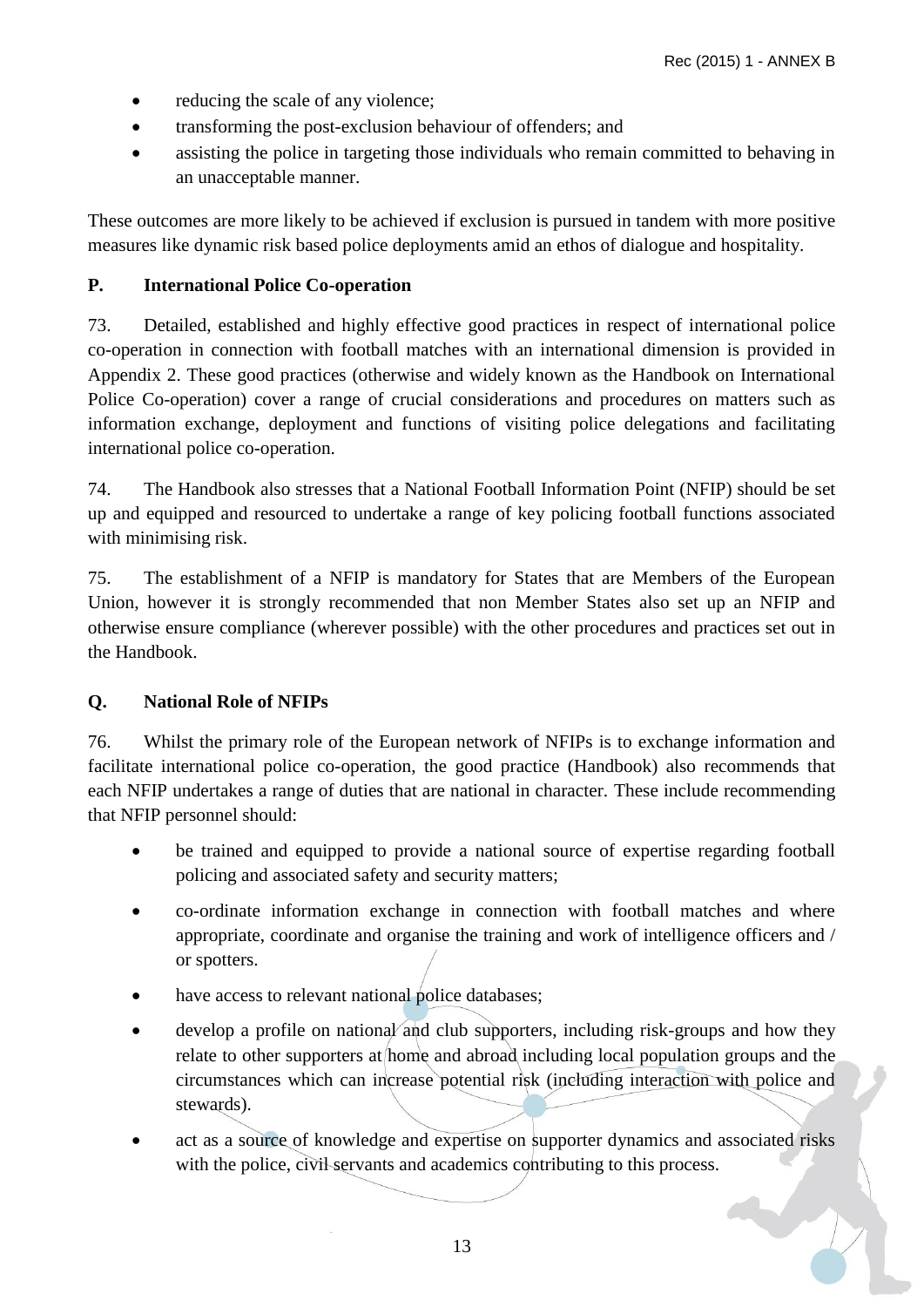- reducing the scale of any violence;
- transforming the post-exclusion behaviour of offenders; and
- assisting the police in targeting those individuals who remain committed to behaving in an unacceptable manner.

These outcomes are more likely to be achieved if exclusion is pursued in tandem with more positive measures like dynamic risk based police deployments amid an ethos of dialogue and hospitality.

## P. International Police Co-operation

73. Detailed, established and highly effective good practices in respect of international police co-operation in connection with football matches with an international dimension is provided in Appendix 2. These good practices (otherwise and widely known as the Handbook on International Police Co-operation) cover a range of crucial considerations and procedures on matters such as information exchange, deployment and functions of visiting police delegations and facilitating international police co-operation.

74. The Handbook also stresses that a National Football Information Point (NFIP) should be set up and equipped and resourced to undertake a range of key policing football functions associated with minimising risk.

75. The establishment of a NFIP is mandatory for States that are Members of the European Union, however it is strongly recommended that non Member States also set up an NFIP and otherwise ensure compliance (wherever possible) with the other procedures and practices set out in the Handbook.

## Q. National Role of NFIPs

76. Whilst the primary role of the European network of NFIPs is to exchange information and facilitate international police co-operation, the good practice (Handbook) also recommends that each NFIP undertakes a range of duties that are national in character. These include recommending that NFIP personnel should:

- be trained and equipped to provide a national source of expertise regarding football policing and associated safety and security matters;
- co-ordinate information exchange in connection with football matches and where appropriate, coordinate and organise the training and work of intelligence officers and / or spotters.
- have access to relevant national police databases;
- develop a profile on national and club supporters, including risk-groups and how they relate to other supporters at home and abroad including local population groups and the circumstances which can increase potential risk (including interaction with police and stewards).
- act as a source of knowledge and expertise on supporter dynamics and associated risks with the police, civil servants and academics contributing to this process.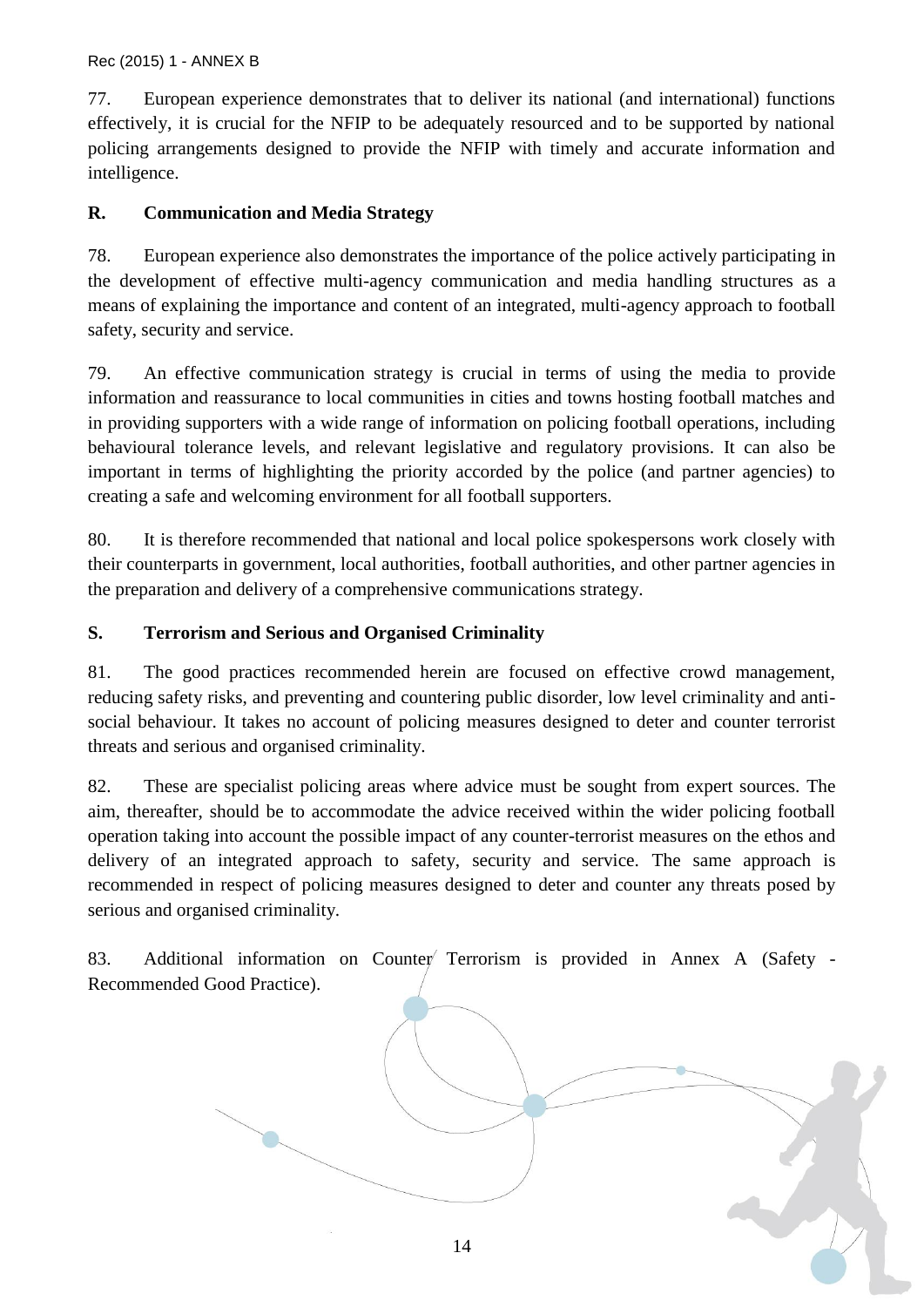77. European experience demonstrates that to deliver its national (and international) functions effectively, it is crucial for the NFIP to be adequately resourced and to be supported by national policing arrangements designed to provide the NFIP with timely and accurate information and intelligence.

## R. Communication and Media Strategy

78. European experience also demonstrates the importance of the police actively participating in the development of effective multi-agency communication and media handling structures as a means of explaining the importance and content of an integrated, multi-agency approach to football safety, security and service.

79. An effective communication strategy is crucial in terms of using the media to provide information and reassurance to local communities in cities and towns hosting football matches and in providing supporters with a wide range of information on policing football operations, including behavioural tolerance levels, and relevant legislative and regulatory provisions. It can also be important in terms of highlighting the priority accorded by the police (and partner agencies) to creating a safe and welcoming environment for all football supporters.

80. It is therefore recommended that national and local police spokespersons work closely with their counterparts in government, local authorities, football authorities, and other partner agencies in the preparation and delivery of a comprehensive communications strategy.

## S. Terrorism and Serious and Organised Criminality

81. The good practices recommended herein are focused on effective crowd management, reducing safety risks, and preventing and countering public disorder, low level criminality and anti-social behaviour. It takes no account of policing measures designed to deter and counter terrorist threats and serious and organised criminality.

82. These are specialist policing areas where advice must be sought from expert sources. The aim, thereafter, should be to accommodate the advice received within the wider policing football operation taking into account the possible impact of any counter-terrorist measures on the ethos and delivery of an integrated approach to safety, security and service. The same approach is recommended in respect of policing measures designed to deter and counter any threats posed by serious and organised criminality.

83. Additional information on Counter Terrorism is provided in Annex A (Safety - Recommended Good Practice).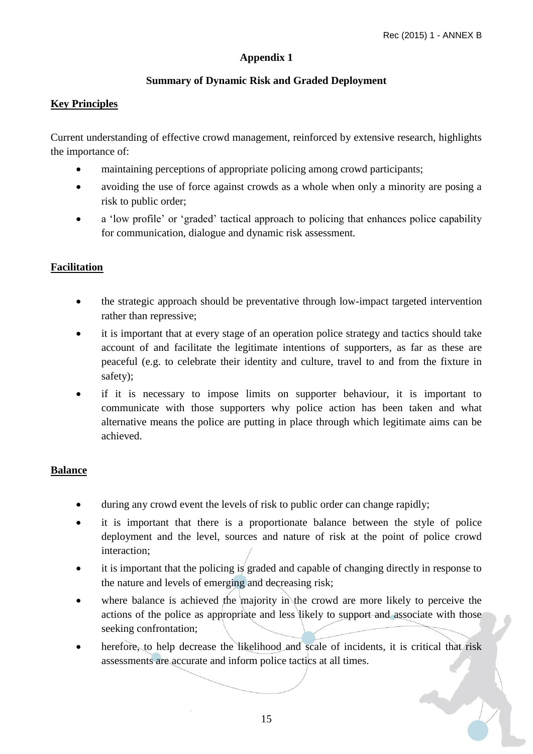## Appendix 1

### Summary of Dynamic Risk and Graded Deployment

**Key Principles**

Current understanding of effective crowd management, reinforced by extensive research, highlights the importance of:

- maintaining perceptions of appropriate policing among crowd participants;
- avoiding the use of force against crowds as a whole when only a minority are posing a risk to public order;
- a 'low profile' or 'graded' tactical approach to policing that enhances police capability for communication, dialogue and dynamic risk assessment.

**Facilitation**

- the strategic approach should be preventative through low-impact targeted intervention rather than repressive;
- it is important that at every stage of an operation police strategy and tactics should take account of and facilitate the legitimate intentions of supporters, as far as these are peaceful (e.g. to celebrate their identity and culture, travel to and from the fixture in safety);
- if it is necessary to impose limits on supporter behaviour, it is important to communicate with those supporters why police action has been taken and what alternative means the police are putting in place through which legitimate aims can be achieved.

**Balance**

- during any crowd event the levels of risk to public order can change rapidly;
- it is important that there is a proportionate balance between the style of police deployment and the level, sources and nature of risk at the point of police crowd interaction;
- it is important that the policing is graded and capable of changing directly in response to the nature and levels of emerging and decreasing risk;
- where balance is achieved the majority in the crowd are more likely to perceive the actions of the police as appropriate and less likely to support and associate with those seeking confrontation;
- herefore, to help decrease the likelihood and scale of incidents, it is critical that risk assessments are accurate and inform police tactics at all times.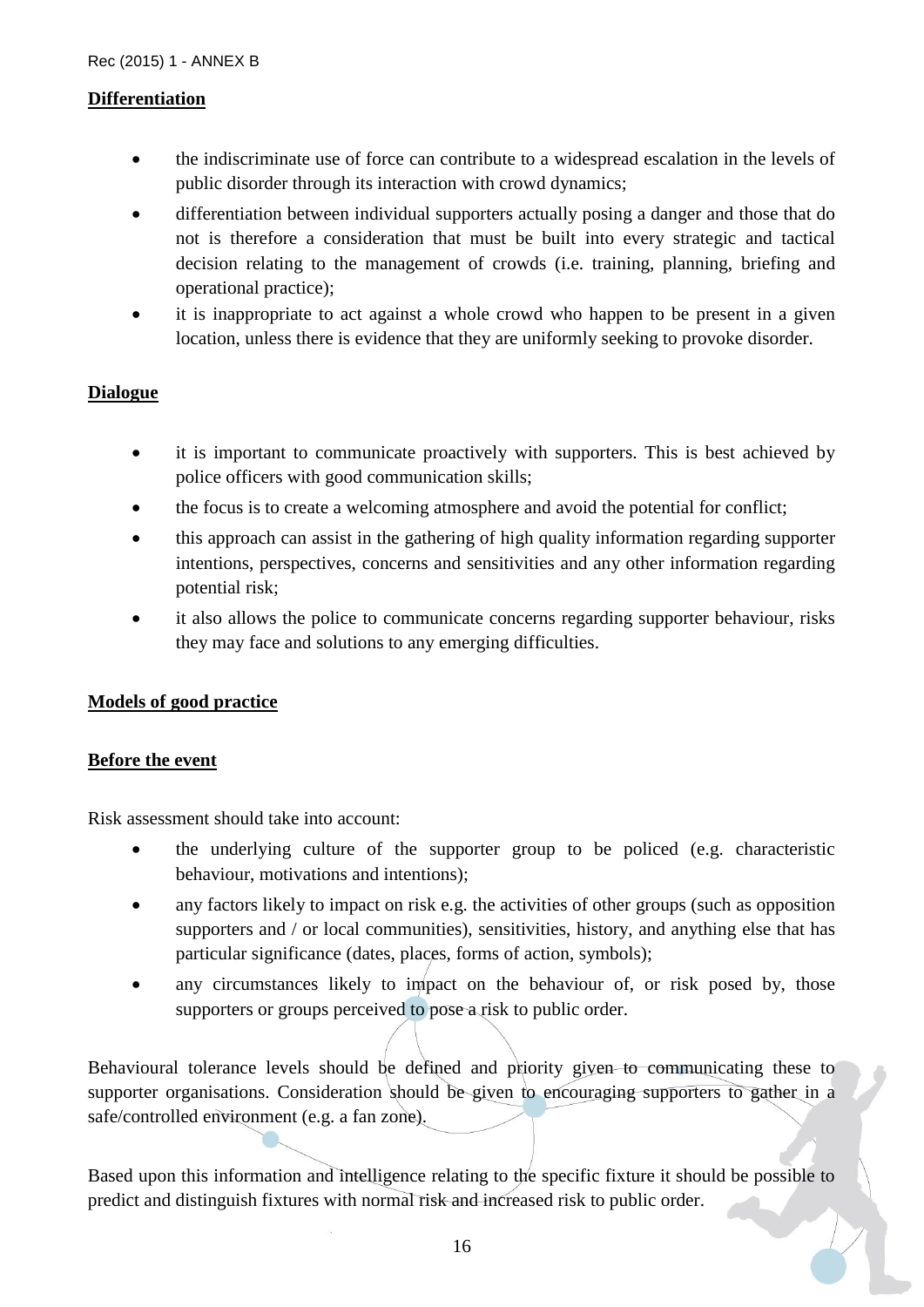**Differentiation**

- the indiscriminate use of force can contribute to a widespread escalation in the levels of public disorder through its interaction with crowd dynamics;
- differentiation between individual supporters actually posing a danger and those that do not is therefore a consideration that must be built into every strategic and tactical decision relating to the management of crowds (i.e. training, planning, briefing and operational practice);
- it is inappropriate to act against a whole crowd who happen to be present in a given location, unless there is evidence that they are uniformly seeking to provoke disorder.

**Dialogue**

- it is important to communicate proactively with supporters. This is best achieved by police officers with good communication skills;
- the focus is to create a welcoming atmosphere and avoid the potential for conflict;
- this approach can assist in the gathering of high quality information regarding supporter intentions, perspectives, concerns and sensitivities and any other information regarding potential risk;
- it also allows the police to communicate concerns regarding supporter behaviour, risks they may face and solutions to any emerging difficulties.

**Models of good practice**

**Before the event**

Risk assessment should take into account:

- the underlying culture of the supporter group to be policed (e.g. characteristic behaviour, motivations and intentions);
- any factors likely to impact on risk e.g. the activities of other groups (such as opposition supporters and / or local communities), sensitivities, history, and anything else that has particular significance (dates, places, forms of action, symbols);
- any circumstances likely to impact on the behaviour of, or risk posed by, those supporters or groups perceived to pose a risk to public order.

Behavioural tolerance levels should be defined and priority given to communicating these to supporter organisations. Consideration should be given to encouraging supporters to gather in a safe/controlled environment (e.g. a fan zone).

Based upon this information and intelligence relating to the specific fixture it should be possible to predict and distinguish fixtures with normal risk and increased risk to public order.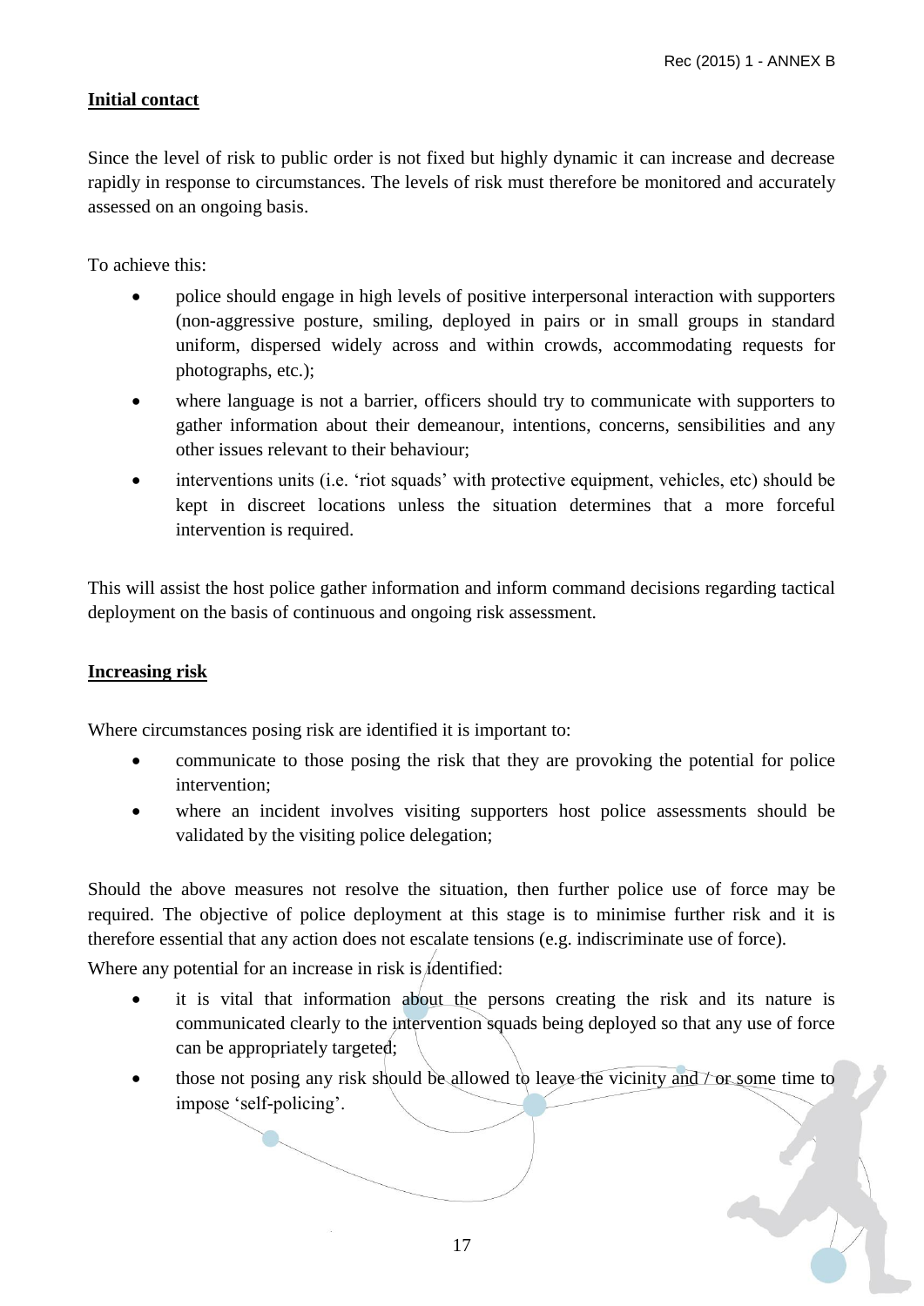**Initial contact**

Since the level of risk to public order is not fixed but highly dynamic it can increase and decrease rapidly in response to circumstances. The levels of risk must therefore be monitored and accurately assessed on an ongoing basis.

To achieve this:

- police should engage in high levels of positive interpersonal interaction with supporters (non-aggressive posture, smiling, deployed in pairs or in small groups in standard uniform, dispersed widely across and within crowds, accommodating requests for photographs, etc.);
- where language is not a barrier, officers should try to communicate with supporters to gather information about their demeanour, intentions, concerns, sensibilities and any other issues relevant to their behaviour;
- interventions units (i.e. 'riot squads' with protective equipment, vehicles, etc) should be kept in discreet locations unless the situation determines that a more forceful intervention is required.

This will assist the host police gather information and inform command decisions regarding tactical deployment on the basis of continuous and ongoing risk assessment.

**Increasing risk**

Where circumstances posing risk are identified it is important to:

- communicate to those posing the risk that they are provoking the potential for police intervention;
- where an incident involves visiting supporters host police assessments should be validated by the visiting police delegation;

Should the above measures not resolve the situation, then further police use of force may be required. The objective of police deployment at this stage is to minimise further risk and it is therefore essential that any action does not escalate tensions (e.g. indiscriminate use of force).

Where any potential for an increase in risk is identified:

- it is vital that information about the persons creating the risk and its nature is communicated clearly to the intervention squads being deployed so that any use of force can be appropriately targeted;
- those not posing any risk should be allowed to leave the vicinity and / or some time to impose 'self-policing'.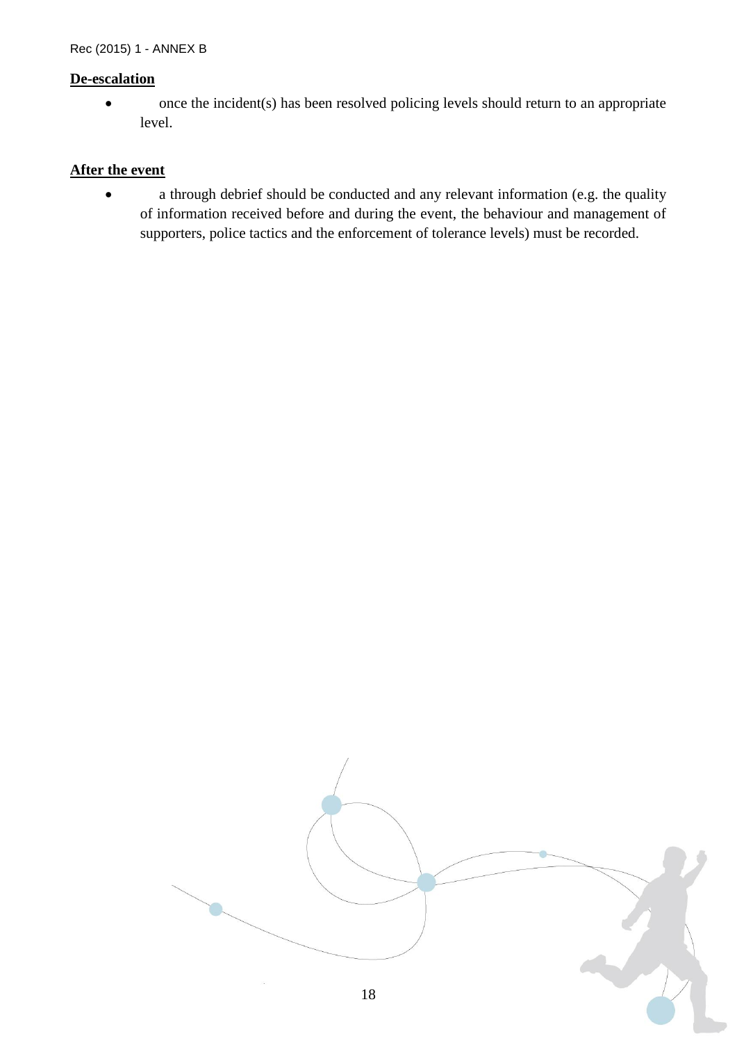**De-escalation**

- once the incident(s) has been resolved policing levels should return to an appropriate level.

**After the event**

- a through debrief should be conducted and any relevant information (e.g. the quality of information received before and during the event, the behaviour and management of supporters, police tactics and the enforcement of tolerance levels) must be recorded.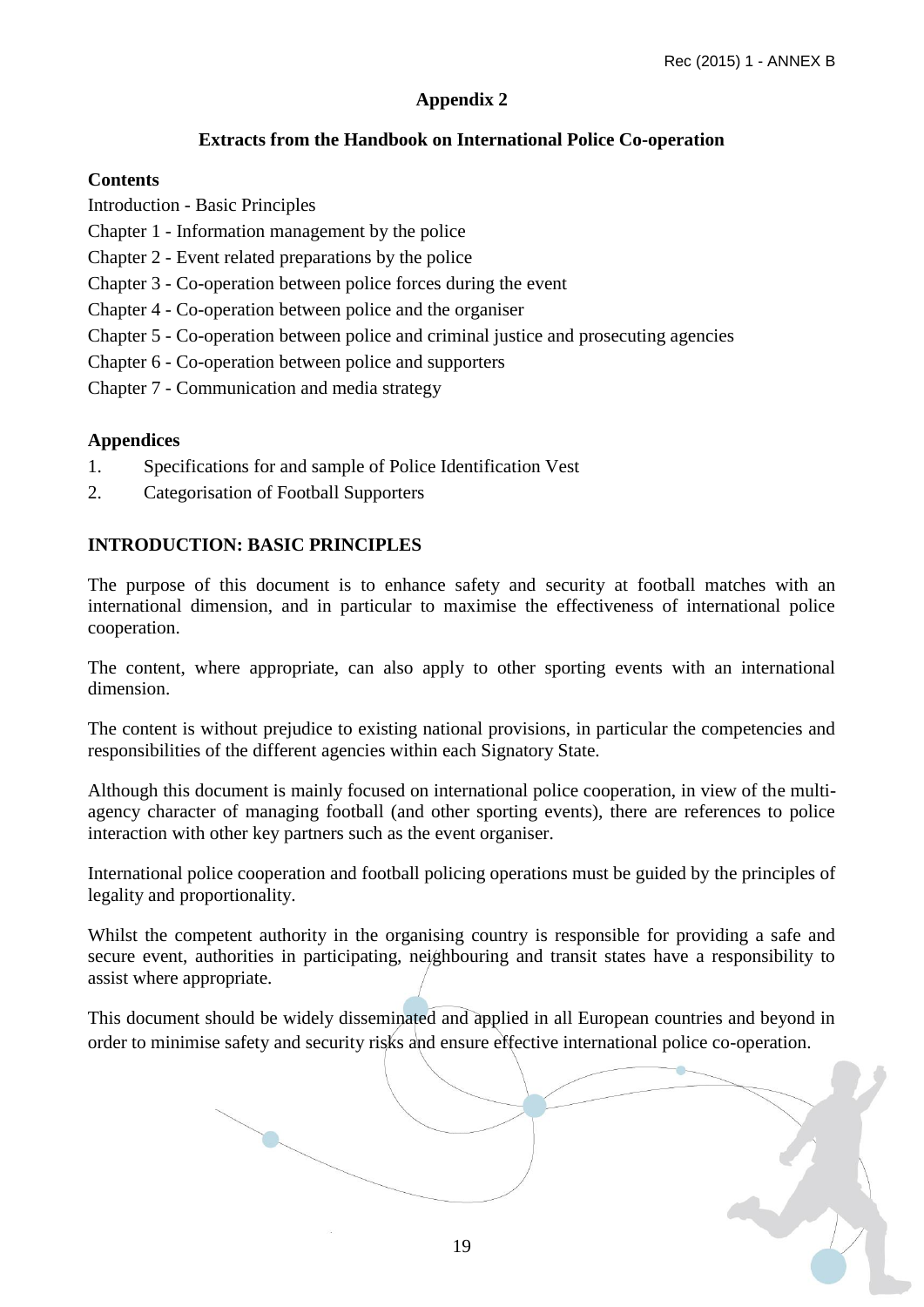## Appendix 2

### Extracts from the Handbook on International Police Co-operation

**Contents**

Introduction - Basic Principles

Chapter 1 - Information management by the police

Chapter 2 - Event related preparations by the police

Chapter 3 - Co-operation between police forces during the event

Chapter 4 - Co-operation between police and the organiser

Chapter 5 - Co-operation between police and criminal justice and prosecuting agencies

Chapter 6 - Co-operation between police and supporters

Chapter 7 - Communication and media strategy

**Appendices**

1. Specifications for and sample of Police Identification Vest
2. Categorisation of Football Supporters

### INTRODUCTION: BASIC PRINCIPLES

The purpose of this document is to enhance safety and security at football matches with an international dimension, and in particular to maximise the effectiveness of international police cooperation.

The content, where appropriate, can also apply to other sporting events with an international dimension.

The content is without prejudice to existing national provisions, in particular the competencies and responsibilities of the different agencies within each Signatory State.

Although this document is mainly focused on international police cooperation, in view of the multi-agency character of managing football (and other sporting events), there are references to police interaction with other key partners such as the event organiser.

International police cooperation and football policing operations must be guided by the principles of legality and proportionality.

Whilst the competent authority in the organising country is responsible for providing a safe and secure event, authorities in participating, neighbouring and transit states have a responsibility to assist where appropriate.

This document should be widely disseminated and applied in all European countries and beyond in order to minimise safety and security risks and ensure effective international police co-operation.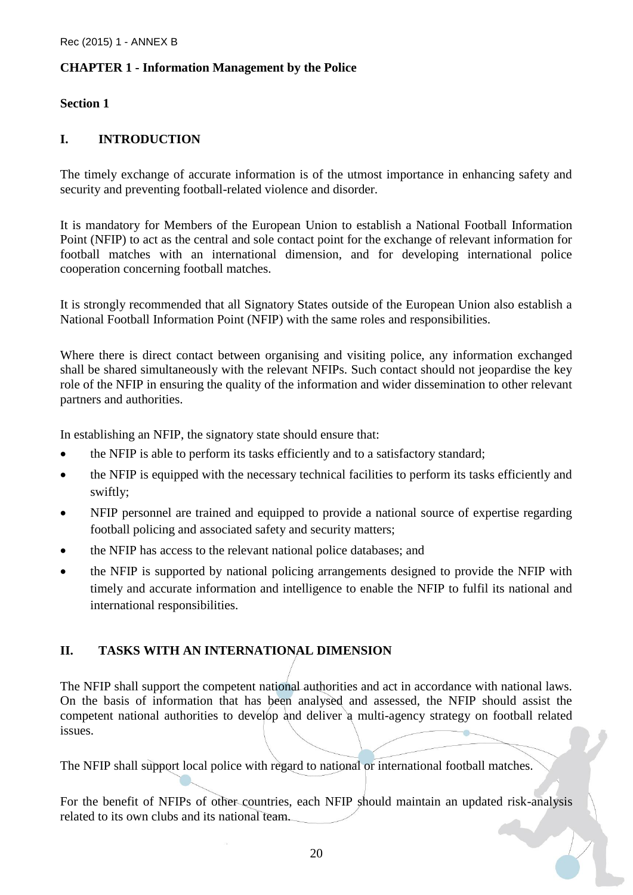## CHAPTER 1 - Information Management by the Police

### Section 1

### I. INTRODUCTION

The timely exchange of accurate information is of the utmost importance in enhancing safety and security and preventing football-related violence and disorder.

It is mandatory for Members of the European Union to establish a National Football Information Point (NFIP) to act as the central and sole contact point for the exchange of relevant information for football matches with an international dimension, and for developing international police cooperation concerning football matches.

It is strongly recommended that all Signatory States outside of the European Union also establish a National Football Information Point (NFIP) with the same roles and responsibilities.

Where there is direct contact between organising and visiting police, any information exchanged shall be shared simultaneously with the relevant NFIPs. Such contact should not jeopardise the key role of the NFIP in ensuring the quality of the information and wider dissemination to other relevant partners and authorities.

In establishing an NFIP, the signatory state should ensure that:

- the NFIP is able to perform its tasks efficiently and to a satisfactory standard;
- the NFIP is equipped with the necessary technical facilities to perform its tasks efficiently and swiftly;
- NFIP personnel are trained and equipped to provide a national source of expertise regarding football policing and associated safety and security matters;
- the NFIP has access to the relevant national police databases; and
- the NFIP is supported by national policing arrangements designed to provide the NFIP with timely and accurate information and intelligence to enable the NFIP to fulfil its national and international responsibilities.

### II. TASKS WITH AN INTERNATIONAL DIMENSION

The NFIP shall support the competent national authorities and act in accordance with national laws. On the basis of information that has been analysed and assessed, the NFIP should assist the competent national authorities to develop and deliver a multi-agency strategy on football related issues.

The NFIP shall support local police with regard to national or international football matches.

For the benefit of NFIPs of other countries, each NFIP should maintain an updated risk-analysis related to its own clubs and its national team.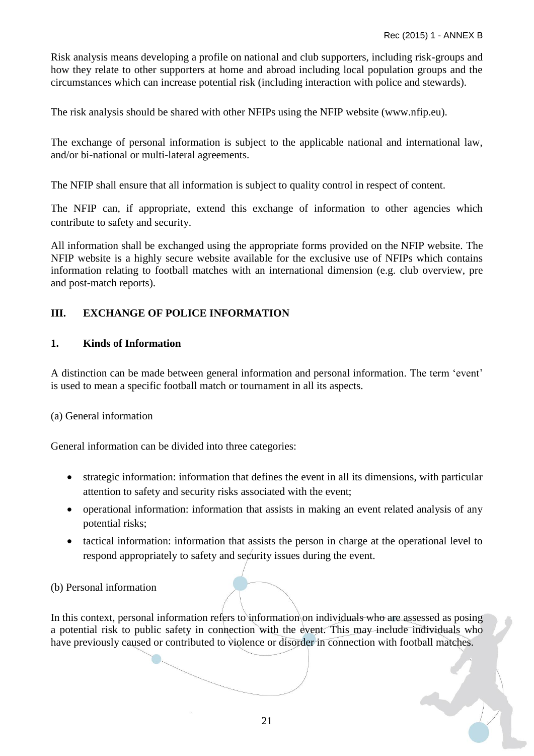Risk analysis means developing a profile on national and club supporters, including risk-groups and how they relate to other supporters at home and abroad including local population groups and the circumstances which can increase potential risk (including interaction with police and stewards).

The risk analysis should be shared with other NFIPs using the NFIP website (www.nfip.eu).

The exchange of personal information is subject to the applicable national and international law, and/or bi-national or multi-lateral agreements.

The NFIP shall ensure that all information is subject to quality control in respect of content.

The NFIP can, if appropriate, extend this exchange of information to other agencies which contribute to safety and security.

All information shall be exchanged using the appropriate forms provided on the NFIP website. The NFIP website is a highly secure website available for the exclusive use of NFIPs which contains information relating to football matches with an international dimension (e.g. club overview, pre and post-match reports).

## III. EXCHANGE OF POLICE INFORMATION

### 1. Kinds of Information

A distinction can be made between general information and personal information. The term 'event' is used to mean a specific football match or tournament in all its aspects.

(a) General information

General information can be divided into three categories:

- strategic information: information that defines the event in all its dimensions, with particular attention to safety and security risks associated with the event;
- operational information: information that assists in making an event related analysis of any potential risks;
- tactical information: information that assists the person in charge at the operational level to respond appropriately to safety and security issues during the event.

(b) Personal information

In this context, personal information refers to information on individuals who are assessed as posing a potential risk to public safety in connection with the event. This may include individuals who have previously caused or contributed to violence or disorder in connection with football matches.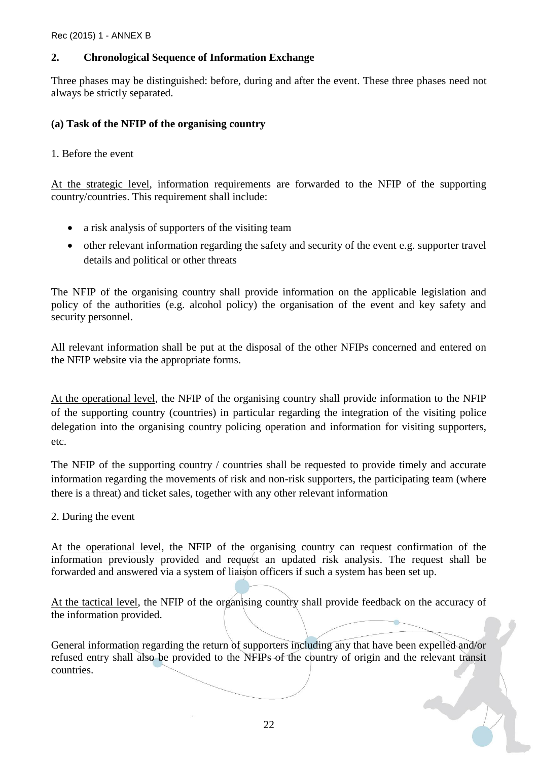## 2. Chronological Sequence of Information Exchange

Three phases may be distinguished: before, during and after the event. These three phases need not always be strictly separated.

### (a) Task of the NFIP of the organising country

1. Before the event

At the strategic level, information requirements are forwarded to the NFIP of the supporting country/countries. This requirement shall include:

- a risk analysis of supporters of the visiting team
- other relevant information regarding the safety and security of the event e.g. supporter travel details and political or other threats

The NFIP of the organising country shall provide information on the applicable legislation and policy of the authorities (e.g. alcohol policy) the organisation of the event and key safety and security personnel.

All relevant information shall be put at the disposal of the other NFIPs concerned and entered on the NFIP website via the appropriate forms.

At the operational level, the NFIP of the organising country shall provide information to the NFIP of the supporting country (countries) in particular regarding the integration of the visiting police delegation into the organising country policing operation and information for visiting supporters, etc.

The NFIP of the supporting country / countries shall be requested to provide timely and accurate information regarding the movements of risk and non-risk supporters, the participating team (where there is a threat) and ticket sales, together with any other relevant information

2. During the event

At the operational level, the NFIP of the organising country can request confirmation of the information previously provided and request an updated risk analysis. The request shall be forwarded and answered via a system of liaison officers if such a system has been set up.

At the tactical level, the NFIP of the organising country shall provide feedback on the accuracy of the information provided.

General information regarding the return of supporters including any that have been expelled and/or refused entry shall also be provided to the NFIPs of the country of origin and the relevant transit countries.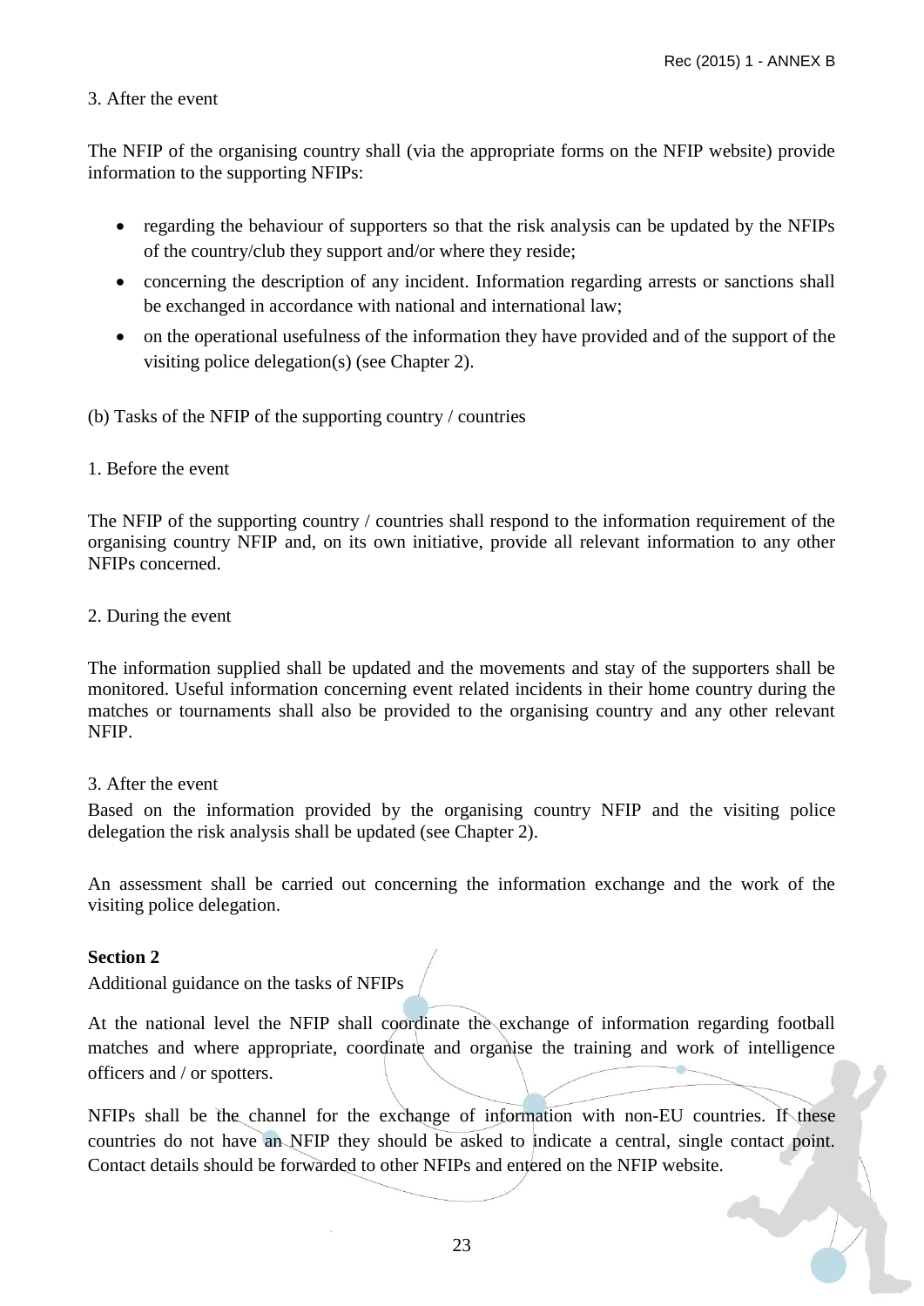3. After the event

The NFIP of the organising country shall (via the appropriate forms on the NFIP website) provide information to the supporting NFIPs:

- regarding the behaviour of supporters so that the risk analysis can be updated by the NFIPs of the country/club they support and/or where they reside;
- concerning the description of any incident. Information regarding arrests or sanctions shall be exchanged in accordance with national and international law;
- on the operational usefulness of the information they have provided and of the support of the visiting police delegation(s) (see Chapter 2).

(b) Tasks of the NFIP of the supporting country / countries

1. Before the event

The NFIP of the supporting country / countries shall respond to the information requirement of the organising country NFIP and, on its own initiative, provide all relevant information to any other NFIPs concerned.

2. During the event

The information supplied shall be updated and the movements and stay of the supporters shall be monitored. Useful information concerning event related incidents in their home country during the matches or tournaments shall also be provided to the organising country and any other relevant NFIP.

3. After the event

Based on the information provided by the organising country NFIP and the visiting police delegation the risk analysis shall be updated (see Chapter 2).

An assessment shall be carried out concerning the information exchange and the work of the visiting police delegation.

**Section 2**

Additional guidance on the tasks of NFIPs

At the national level the NFIP shall coordinate the exchange of information regarding football matches and where appropriate, coordinate and organise the training and work of intelligence officers and / or spotters.

NFIPs shall be the channel for the exchange of information with non-EU countries. If these countries do not have an NFIP they should be asked to indicate a central, single contact point. Contact details should be forwarded to other NFIPs and entered on the NFIP website.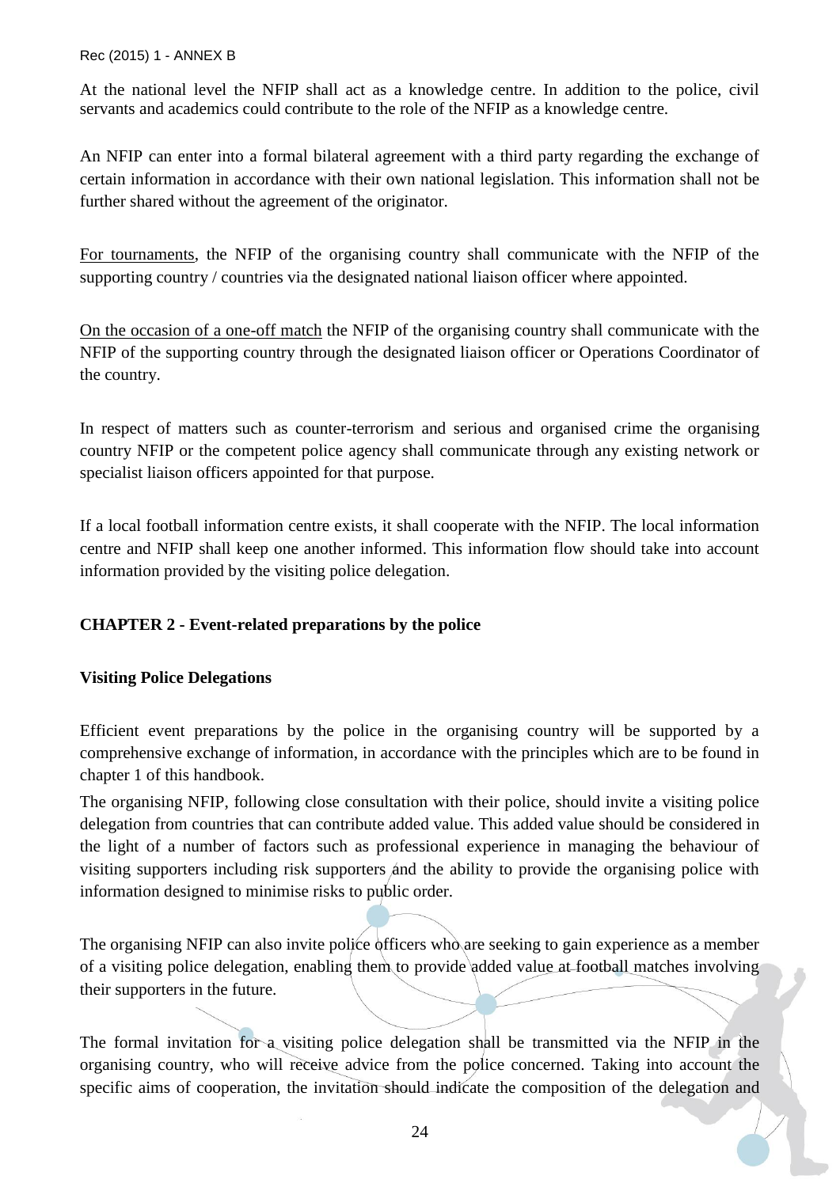At the national level the NFIP shall act as a knowledge centre. In addition to the police, civil servants and academics could contribute to the role of the NFIP as a knowledge centre.

An NFIP can enter into a formal bilateral agreement with a third party regarding the exchange of certain information in accordance with their own national legislation. This information shall not be further shared without the agreement of the originator.

For tournaments, the NFIP of the organising country shall communicate with the NFIP of the supporting country / countries via the designated national liaison officer where appointed.

On the occasion of a one-off match the NFIP of the organising country shall communicate with the NFIP of the supporting country through the designated liaison officer or Operations Coordinator of the country.

In respect of matters such as counter-terrorism and serious and organised crime the organising country NFIP or the competent police agency shall communicate through any existing network or specialist liaison officers appointed for that purpose.

If a local football information centre exists, it shall cooperate with the NFIP. The local information centre and NFIP shall keep one another informed. This information flow should take into account information provided by the visiting police delegation.

## CHAPTER 2 - Event-related preparations by the police

### Visiting Police Delegations

Efficient event preparations by the police in the organising country will be supported by a comprehensive exchange of information, in accordance with the principles which are to be found in chapter 1 of this handbook.

The organising NFIP, following close consultation with their police, should invite a visiting police delegation from countries that can contribute added value. This added value should be considered in the light of a number of factors such as professional experience in managing the behaviour of visiting supporters including risk supporters and the ability to provide the organising police with information designed to minimise risks to public order.

The organising NFIP can also invite police officers who are seeking to gain experience as a member of a visiting police delegation, enabling them to provide added value at football matches involving their supporters in the future.

The formal invitation for a visiting police delegation shall be transmitted via the NFIP in the organising country, who will receive advice from the police concerned. Taking into account the specific aims of cooperation, the invitation should indicate the composition of the delegation and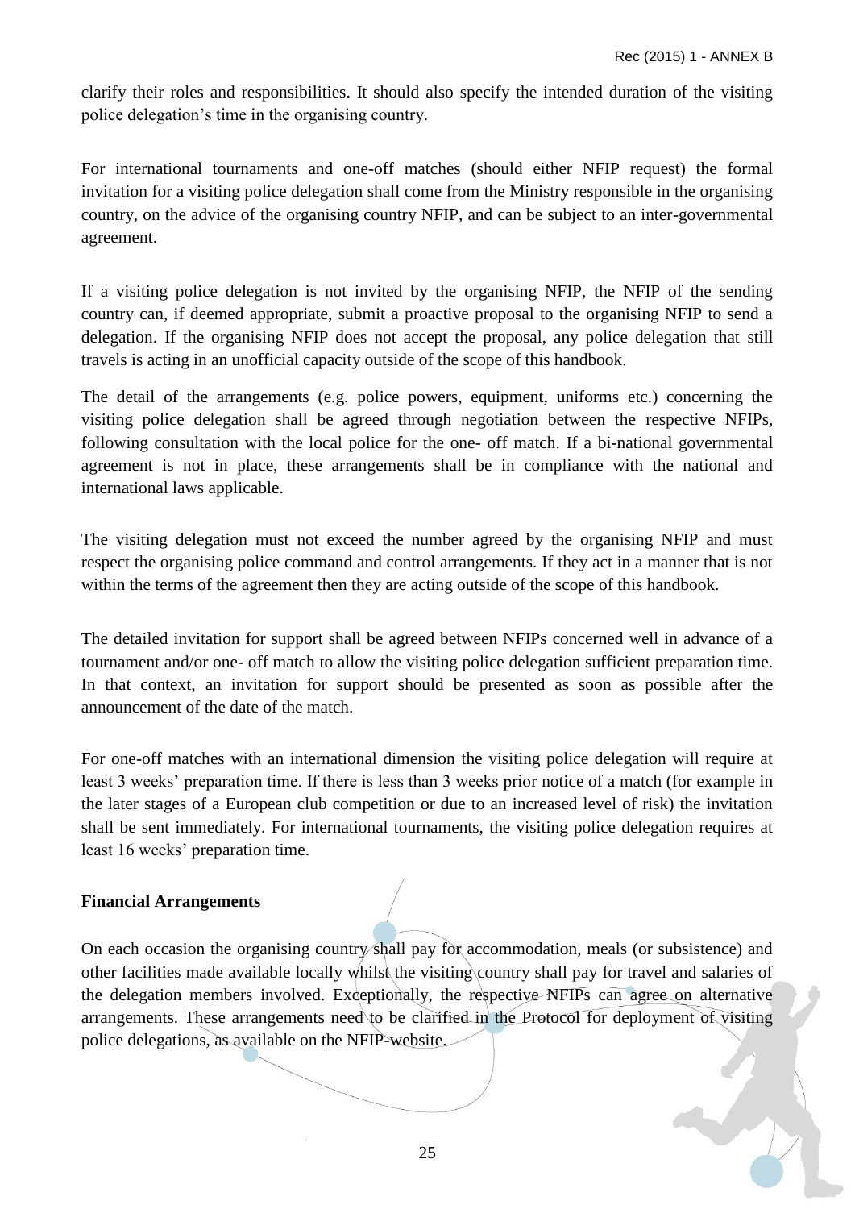clarify their roles and responsibilities. It should also specify the intended duration of the visiting police delegation's time in the organising country.

For international tournaments and one-off matches (should either NFIP request) the formal invitation for a visiting police delegation shall come from the Ministry responsible in the organising country, on the advice of the organising country NFIP, and can be subject to an inter-governmental agreement.

If a visiting police delegation is not invited by the organising NFIP, the NFIP of the sending country can, if deemed appropriate, submit a proactive proposal to the organising NFIP to send a delegation. If the organising NFIP does not accept the proposal, any police delegation that still travels is acting in an unofficial capacity outside of the scope of this handbook.

The detail of the arrangements (e.g. police powers, equipment, uniforms etc.) concerning the visiting police delegation shall be agreed through negotiation between the respective NFIPs, following consultation with the local police for the one- off match. If a bi-national governmental agreement is not in place, these arrangements shall be in compliance with the national and international laws applicable.

The visiting delegation must not exceed the number agreed by the organising NFIP and must respect the organising police command and control arrangements. If they act in a manner that is not within the terms of the agreement then they are acting outside of the scope of this handbook.

The detailed invitation for support shall be agreed between NFIPs concerned well in advance of a tournament and/or one- off match to allow the visiting police delegation sufficient preparation time. In that context, an invitation for support should be presented as soon as possible after the announcement of the date of the match.

For one-off matches with an international dimension the visiting police delegation will require at least 3 weeks' preparation time. If there is less than 3 weeks prior notice of a match (for example in the later stages of a European club competition or due to an increased level of risk) the invitation shall be sent immediately. For international tournaments, the visiting police delegation requires at least 16 weeks' preparation time.

**Financial Arrangements**

On each occasion the organising country shall pay for accommodation, meals (or subsistence) and other facilities made available locally whilst the visiting country shall pay for travel and salaries of the delegation members involved. Exceptionally, the respective NFIPs can agree on alternative arrangements. These arrangements need to be clarified in the Protocol for deployment of visiting police delegations, as available on the NFIP-website.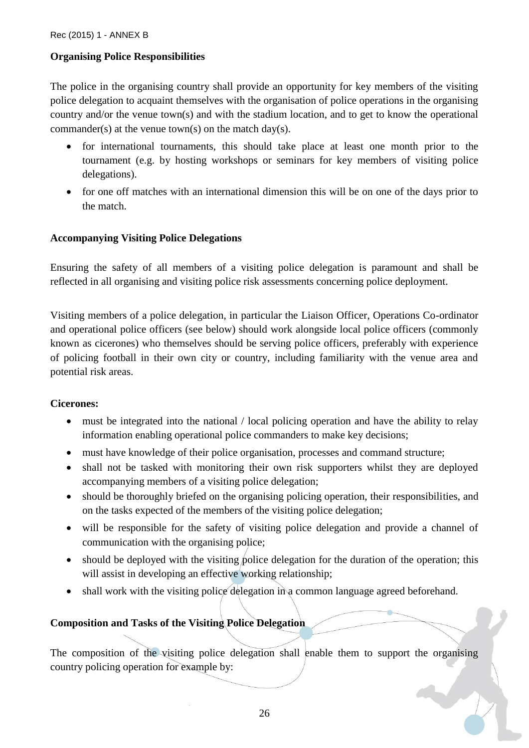### Organising Police Responsibilities

The police in the organising country shall provide an opportunity for key members of the visiting police delegation to acquaint themselves with the organisation of police operations in the organising country and/or the venue town(s) and with the stadium location, and to get to know the operational commander(s) at the venue town(s) on the match day(s).

- for international tournaments, this should take place at least one month prior to the tournament (e.g. by hosting workshops or seminars for key members of visiting police delegations).
- for one off matches with an international dimension this will be on one of the days prior to the match.

### Accompanying Visiting Police Delegations

Ensuring the safety of all members of a visiting police delegation is paramount and shall be reflected in all organising and visiting police risk assessments concerning police deployment.

Visiting members of a police delegation, in particular the Liaison Officer, Operations Co-ordinator and operational police officers (see below) should work alongside local police officers (commonly known as cicerones) who themselves should be serving police officers, preferably with experience of policing football in their own city or country, including familiarity with the venue area and potential risk areas.

**Cicerones:**

- must be integrated into the national / local policing operation and have the ability to relay information enabling operational police commanders to make key decisions;
- must have knowledge of their police organisation, processes and command structure;
- shall not be tasked with monitoring their own risk supporters whilst they are deployed accompanying members of a visiting police delegation;
- should be thoroughly briefed on the organising policing operation, their responsibilities, and on the tasks expected of the members of the visiting police delegation;
- will be responsible for the safety of visiting police delegation and provide a channel of communication with the organising police;
- should be deployed with the visiting police delegation for the duration of the operation; this will assist in developing an effective working relationship;
- shall work with the visiting police delegation in a common language agreed beforehand.

### Composition and Tasks of the Visiting Police Delegation

The composition of the visiting police delegation shall enable them to support the organising country policing operation for example by: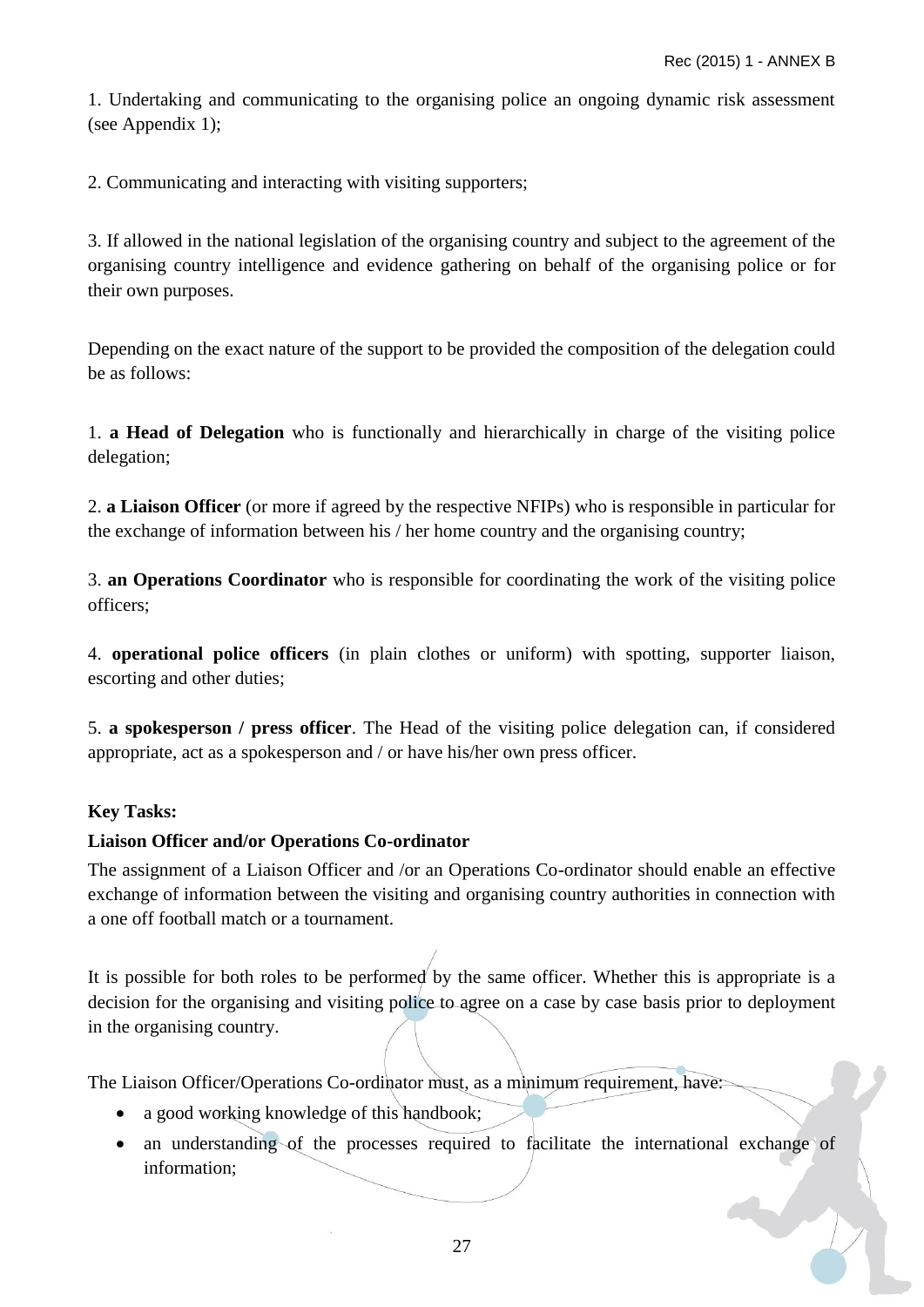1. Undertaking and communicating to the organising police an ongoing dynamic risk assessment (see Appendix 1);

2. Communicating and interacting with visiting supporters;

3. If allowed in the national legislation of the organising country and subject to the agreement of the organising country intelligence and evidence gathering on behalf of the organising police or for their own purposes.

Depending on the exact nature of the support to be provided the composition of the delegation could be as follows:

1. **a Head of Delegation** who is functionally and hierarchically in charge of the visiting police delegation;

2. **a Liaison Officer** (or more if agreed by the respective NFIPs) who is responsible in particular for the exchange of information between his / her home country and the organising country;

3. **an Operations Coordinator** who is responsible for coordinating the work of the visiting police officers;

4. **operational police officers** (in plain clothes or uniform) with spotting, supporter liaison, escorting and other duties;

5. **a spokesperson / press officer**. The Head of the visiting police delegation can, if considered appropriate, act as a spokesperson and / or have his/her own press officer.

**Key Tasks:**

**Liaison Officer and/or Operations Co-ordinator**

The assignment of a Liaison Officer and /or an Operations Co-ordinator should enable an effective exchange of information between the visiting and organising country authorities in connection with a one off football match or a tournament.

It is possible for both roles to be performed by the same officer. Whether this is appropriate is a decision for the organising and visiting police to agree on a case by case basis prior to deployment in the organising country.

The Liaison Officer/Operations Co-ordinator must, as a minimum requirement, have:

- a good working knowledge of this handbook;
- an understanding of the processes required to facilitate the international exchange of information;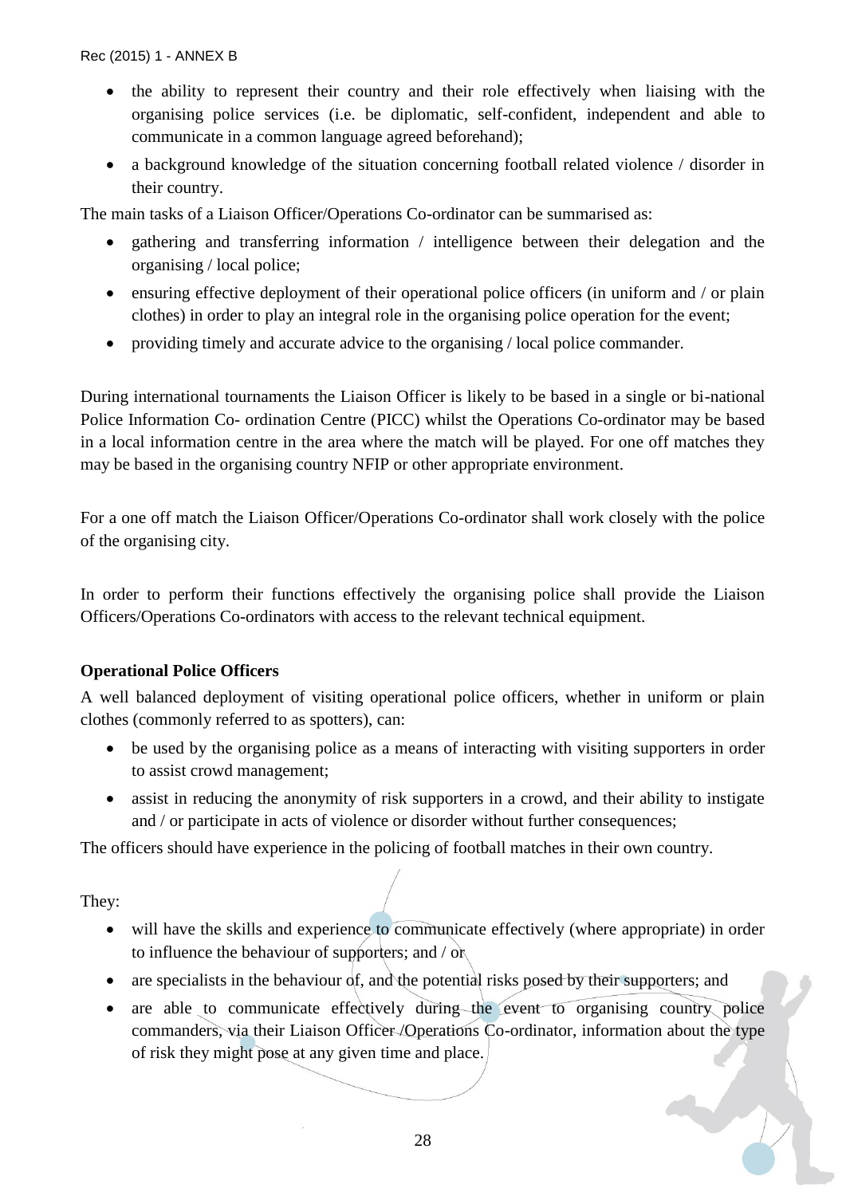- the ability to represent their country and their role effectively when liaising with the organising police services (i.e. be diplomatic, self-confident, independent and able to communicate in a common language agreed beforehand);
- a background knowledge of the situation concerning football related violence / disorder in their country.

The main tasks of a Liaison Officer/Operations Co-ordinator can be summarised as:

- gathering and transferring information / intelligence between their delegation and the organising / local police;
- ensuring effective deployment of their operational police officers (in uniform and / or plain clothes) in order to play an integral role in the organising police operation for the event;
- providing timely and accurate advice to the organising / local police commander.

During international tournaments the Liaison Officer is likely to be based in a single or bi-national Police Information Co- ordination Centre (PICC) whilst the Operations Co-ordinator may be based in a local information centre in the area where the match will be played. For one off matches they may be based in the organising country NFIP or other appropriate environment.

For a one off match the Liaison Officer/Operations Co-ordinator shall work closely with the police of the organising city.

In order to perform their functions effectively the organising police shall provide the Liaison Officers/Operations Co-ordinators with access to the relevant technical equipment.

**Operational Police Officers**

A well balanced deployment of visiting operational police officers, whether in uniform or plain clothes (commonly referred to as spotters), can:

- be used by the organising police as a means of interacting with visiting supporters in order to assist crowd management;
- assist in reducing the anonymity of risk supporters in a crowd, and their ability to instigate and / or participate in acts of violence or disorder without further consequences;

The officers should have experience in the policing of football matches in their own country.

They:

- will have the skills and experience to communicate effectively (where appropriate) in order to influence the behaviour of supporters; and / or
- are specialists in the behaviour of, and the potential risks posed by their supporters; and
- are able to communicate effectively during the event to organising country police commanders, via their Liaison Officer /Operations Co-ordinator, information about the type of risk they might pose at any given time and place.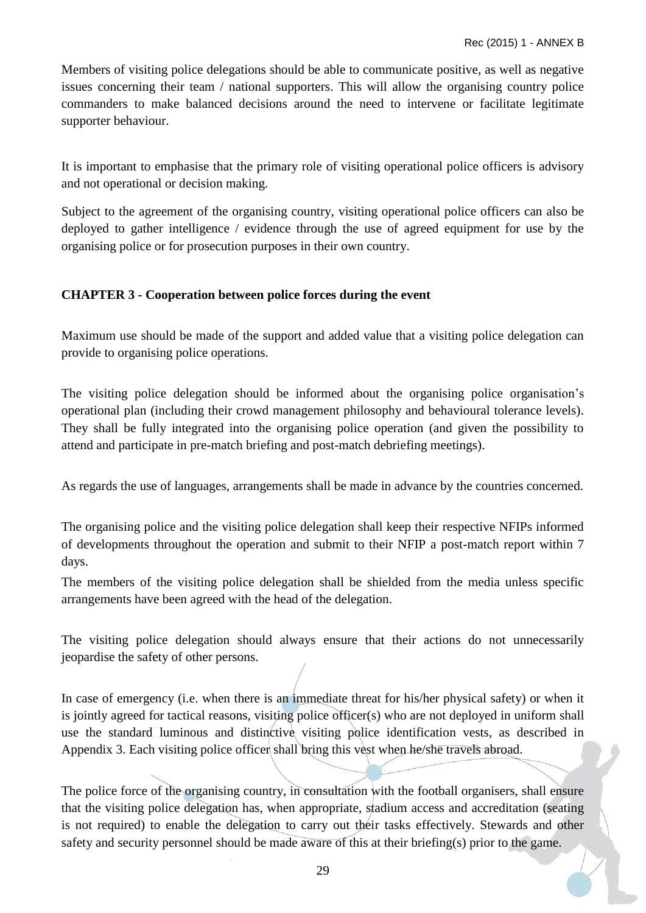Members of visiting police delegations should be able to communicate positive, as well as negative issues concerning their team / national supporters. This will allow the organising country police commanders to make balanced decisions around the need to intervene or facilitate legitimate supporter behaviour.

It is important to emphasise that the primary role of visiting operational police officers is advisory and not operational or decision making.

Subject to the agreement of the organising country, visiting operational police officers can also be deployed to gather intelligence / evidence through the use of agreed equipment for use by the organising police or for prosecution purposes in their own country.

### CHAPTER 3 - Cooperation between police forces during the event

Maximum use should be made of the support and added value that a visiting police delegation can provide to organising police operations.

The visiting police delegation should be informed about the organising police organisation's operational plan (including their crowd management philosophy and behavioural tolerance levels). They shall be fully integrated into the organising police operation (and given the possibility to attend and participate in pre-match briefing and post-match debriefing meetings).

As regards the use of languages, arrangements shall be made in advance by the countries concerned.

The organising police and the visiting police delegation shall keep their respective NFIPs informed of developments throughout the operation and submit to their NFIP a post-match report within 7 days.

The members of the visiting police delegation shall be shielded from the media unless specific arrangements have been agreed with the head of the delegation.

The visiting police delegation should always ensure that their actions do not unnecessarily jeopardise the safety of other persons.

In case of emergency (i.e. when there is an immediate threat for his/her physical safety) or when it is jointly agreed for tactical reasons, visiting police officer(s) who are not deployed in uniform shall use the standard luminous and distinctive visiting police identification vests, as described in Appendix 3. Each visiting police officer shall bring this vest when he/she travels abroad.

The police force of the organising country, in consultation with the football organisers, shall ensure that the visiting police delegation has, when appropriate, stadium access and accreditation (seating is not required) to enable the delegation to carry out their tasks effectively. Stewards and other safety and security personnel should be made aware of this at their briefing(s) prior to the game.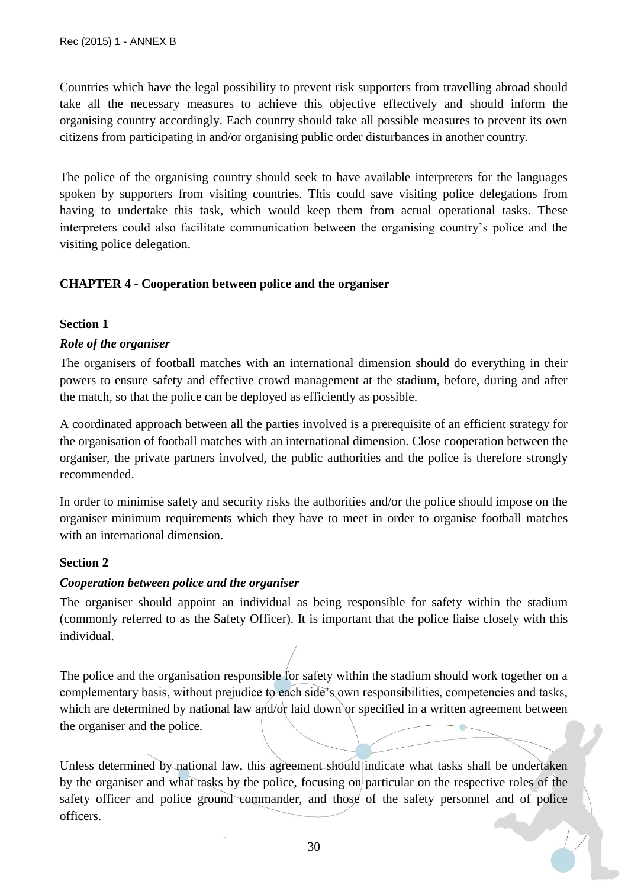Countries which have the legal possibility to prevent risk supporters from travelling abroad should take all the necessary measures to achieve this objective effectively and should inform the organising country accordingly. Each country should take all possible measures to prevent its own citizens from participating in and/or organising public order disturbances in another country.

The police of the organising country should seek to have available interpreters for the languages spoken by supporters from visiting countries. This could save visiting police delegations from having to undertake this task, which would keep them from actual operational tasks. These interpreters could also facilitate communication between the organising country's police and the visiting police delegation.

## CHAPTER 4 - Cooperation between police and the organiser

### Section 1

#### *Role of the organiser*

The organisers of football matches with an international dimension should do everything in their powers to ensure safety and effective crowd management at the stadium, before, during and after the match, so that the police can be deployed as efficiently as possible.

A coordinated approach between all the parties involved is a prerequisite of an efficient strategy for the organisation of football matches with an international dimension. Close cooperation between the organiser, the private partners involved, the public authorities and the police is therefore strongly recommended.

In order to minimise safety and security risks the authorities and/or the police should impose on the organiser minimum requirements which they have to meet in order to organise football matches with an international dimension.

### Section 2

#### *Cooperation between police and the organiser*

The organiser should appoint an individual as being responsible for safety within the stadium (commonly referred to as the Safety Officer). It is important that the police liaise closely with this individual.

The police and the organisation responsible for safety within the stadium should work together on a complementary basis, without prejudice to each side's own responsibilities, competencies and tasks, which are determined by national law and/or laid down or specified in a written agreement between the organiser and the police.

Unless determined by national law, this agreement should indicate what tasks shall be undertaken by the organiser and what tasks by the police, focusing on particular on the respective roles of the safety officer and police ground commander, and those of the safety personnel and of police officers.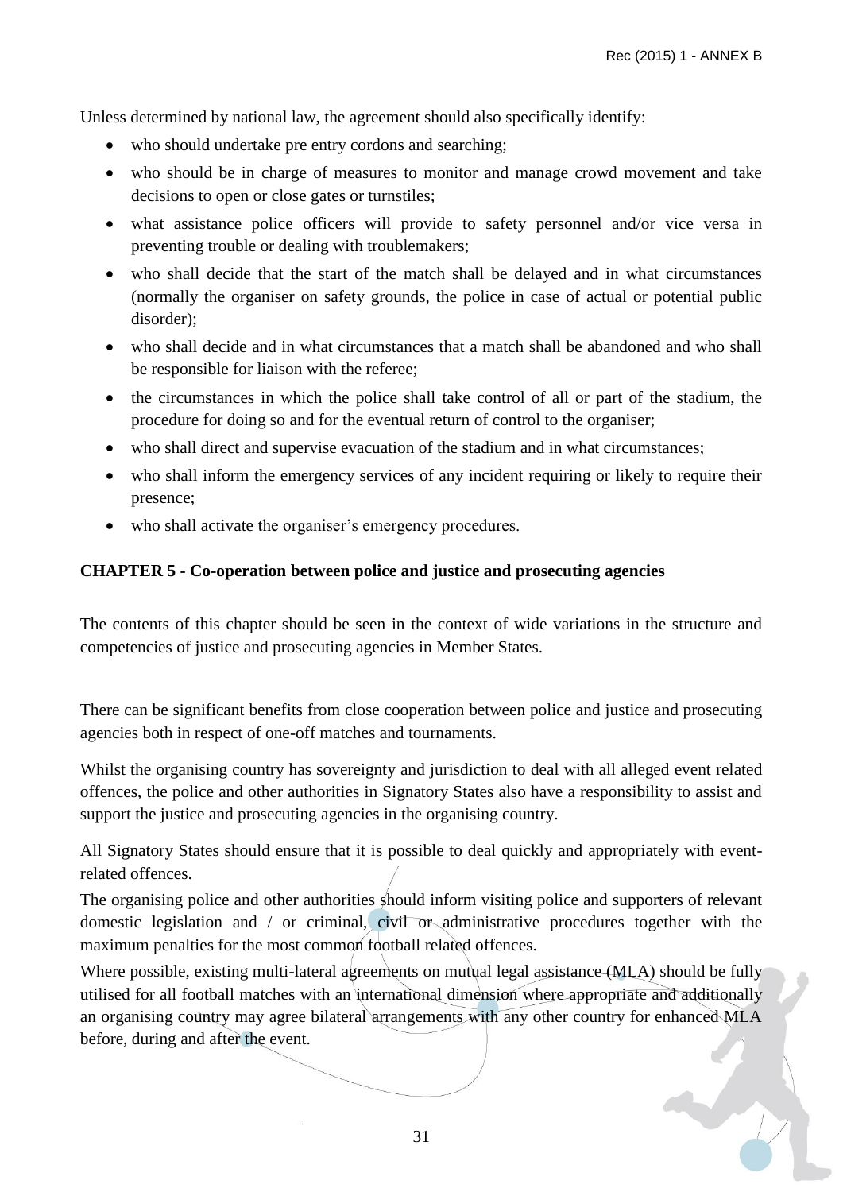Unless determined by national law, the agreement should also specifically identify:

- who should undertake pre entry cordons and searching;
- who should be in charge of measures to monitor and manage crowd movement and take decisions to open or close gates or turnstiles;
- what assistance police officers will provide to safety personnel and/or vice versa in preventing trouble or dealing with troublemakers;
- who shall decide that the start of the match shall be delayed and in what circumstances (normally the organiser on safety grounds, the police in case of actual or potential public disorder);
- who shall decide and in what circumstances that a match shall be abandoned and who shall be responsible for liaison with the referee;
- the circumstances in which the police shall take control of all or part of the stadium, the procedure for doing so and for the eventual return of control to the organiser;
- who shall direct and supervise evacuation of the stadium and in what circumstances;
- who shall inform the emergency services of any incident requiring or likely to require their presence;
- who shall activate the organiser's emergency procedures.

**CHAPTER 5 - Co-operation between police and justice and prosecuting agencies**

The contents of this chapter should be seen in the context of wide variations in the structure and competencies of justice and prosecuting agencies in Member States.

There can be significant benefits from close cooperation between police and justice and prosecuting agencies both in respect of one-off matches and tournaments.

Whilst the organising country has sovereignty and jurisdiction to deal with all alleged event related offences, the police and other authorities in Signatory States also have a responsibility to assist and support the justice and prosecuting agencies in the organising country.

All Signatory States should ensure that it is possible to deal quickly and appropriately with event-related offences.

The organising police and other authorities should inform visiting police and supporters of relevant domestic legislation and / or criminal, civil or administrative procedures together with the maximum penalties for the most common football related offences.

Where possible, existing multi-lateral agreements on mutual legal assistance (MLA) should be fully utilised for all football matches with an international dimension where appropriate and additionally an organising country may agree bilateral arrangements with any other country for enhanced MLA before, during and after the event.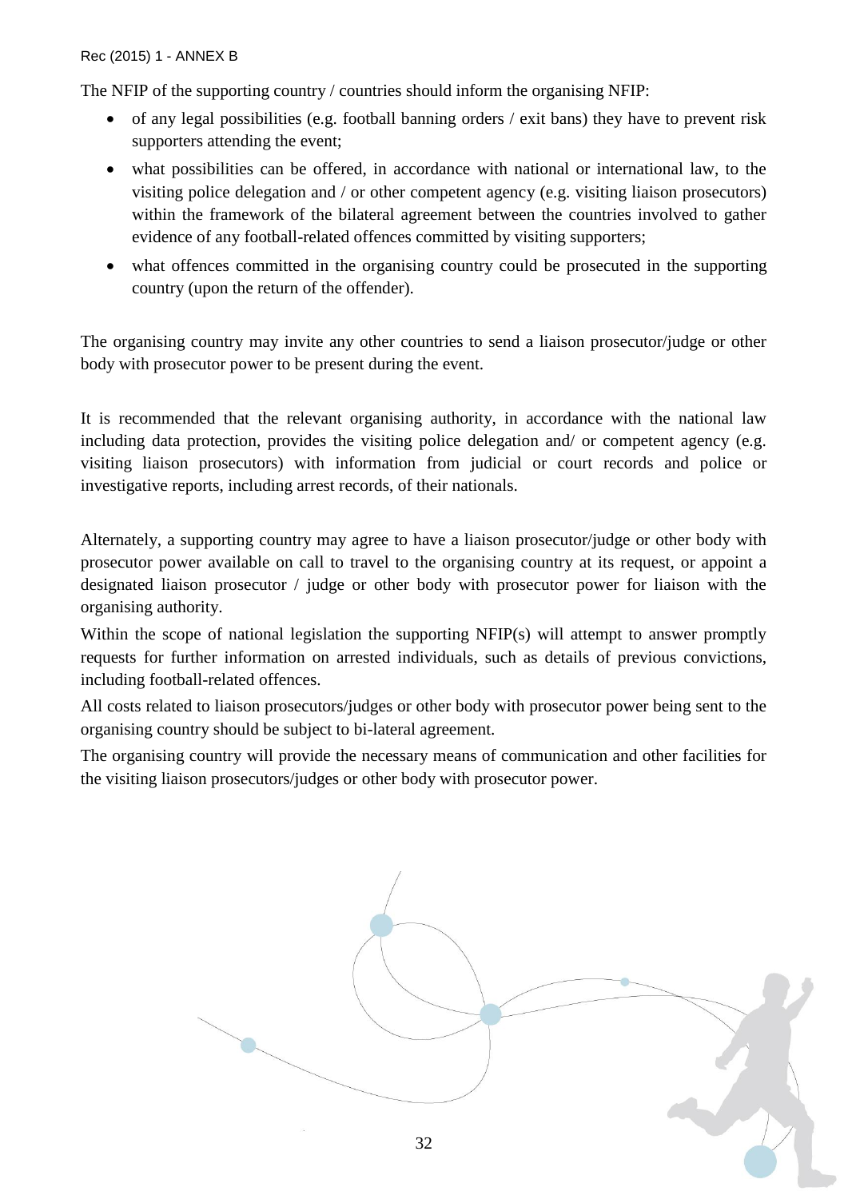The NFIP of the supporting country / countries should inform the organising NFIP:

- of any legal possibilities (e.g. football banning orders / exit bans) they have to prevent risk supporters attending the event;
- what possibilities can be offered, in accordance with national or international law, to the visiting police delegation and / or other competent agency (e.g. visiting liaison prosecutors) within the framework of the bilateral agreement between the countries involved to gather evidence of any football-related offences committed by visiting supporters;
- what offences committed in the organising country could be prosecuted in the supporting country (upon the return of the offender).

The organising country may invite any other countries to send a liaison prosecutor/judge or other body with prosecutor power to be present during the event.

It is recommended that the relevant organising authority, in accordance with the national law including data protection, provides the visiting police delegation and/ or competent agency (e.g. visiting liaison prosecutors) with information from judicial or court records and police or investigative reports, including arrest records, of their nationals.

Alternately, a supporting country may agree to have a liaison prosecutor/judge or other body with prosecutor power available on call to travel to the organising country at its request, or appoint a designated liaison prosecutor / judge or other body with prosecutor power for liaison with the organising authority.

Within the scope of national legislation the supporting NFIP(s) will attempt to answer promptly requests for further information on arrested individuals, such as details of previous convictions, including football-related offences.

All costs related to liaison prosecutors/judges or other body with prosecutor power being sent to the organising country should be subject to bi-lateral agreement.

The organising country will provide the necessary means of communication and other facilities for the visiting liaison prosecutors/judges or other body with prosecutor power.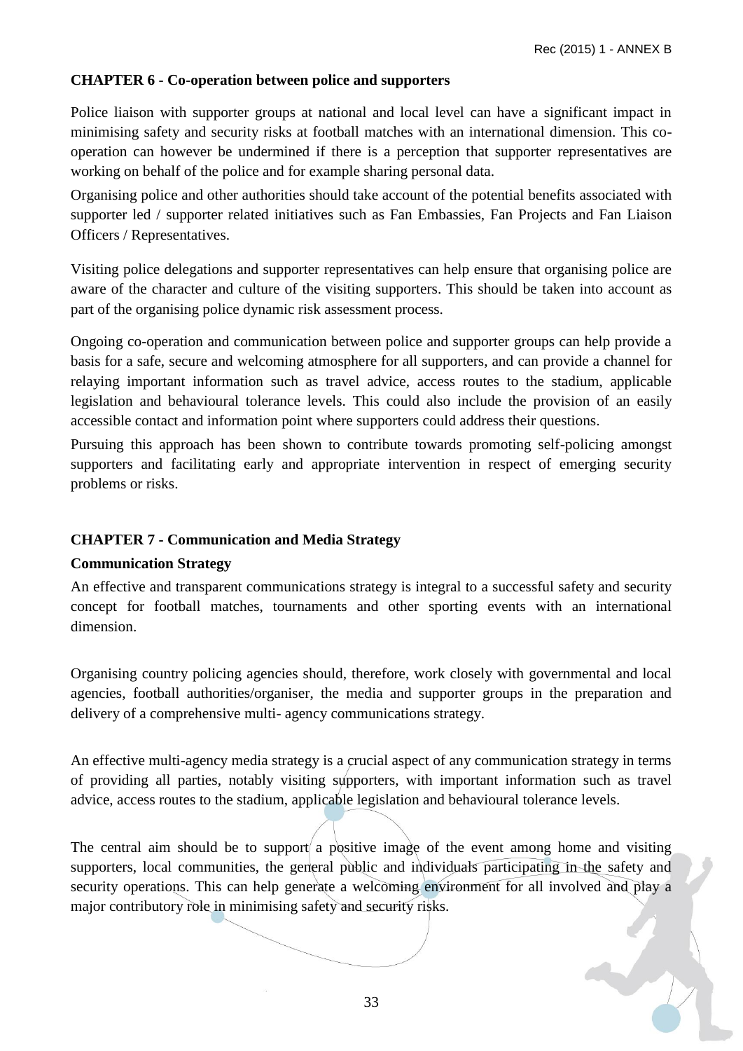## CHAPTER 6 - Co-operation between police and supporters

Police liaison with supporter groups at national and local level can have a significant impact in minimising safety and security risks at football matches with an international dimension. This co-operation can however be undermined if there is a perception that supporter representatives are working on behalf of the police and for example sharing personal data.

Organising police and other authorities should take account of the potential benefits associated with supporter led / supporter related initiatives such as Fan Embassies, Fan Projects and Fan Liaison Officers / Representatives.

Visiting police delegations and supporter representatives can help ensure that organising police are aware of the character and culture of the visiting supporters. This should be taken into account as part of the organising police dynamic risk assessment process.

Ongoing co-operation and communication between police and supporter groups can help provide a basis for a safe, secure and welcoming atmosphere for all supporters, and can provide a channel for relaying important information such as travel advice, access routes to the stadium, applicable legislation and behavioural tolerance levels. This could also include the provision of an easily accessible contact and information point where supporters could address their questions.

Pursuing this approach has been shown to contribute towards promoting self-policing amongst supporters and facilitating early and appropriate intervention in respect of emerging security problems or risks.

## CHAPTER 7 - Communication and Media Strategy

### Communication Strategy

An effective and transparent communications strategy is integral to a successful safety and security concept for football matches, tournaments and other sporting events with an international dimension.

Organising country policing agencies should, therefore, work closely with governmental and local agencies, football authorities/organiser, the media and supporter groups in the preparation and delivery of a comprehensive multi- agency communications strategy.

An effective multi-agency media strategy is a crucial aspect of any communication strategy in terms of providing all parties, notably visiting supporters, with important information such as travel advice, access routes to the stadium, applicable legislation and behavioural tolerance levels.

The central aim should be to support a positive image of the event among home and visiting supporters, local communities, the general public and individuals participating in the safety and security operations. This can help generate a welcoming environment for all involved and play a major contributory role in minimising safety and security risks.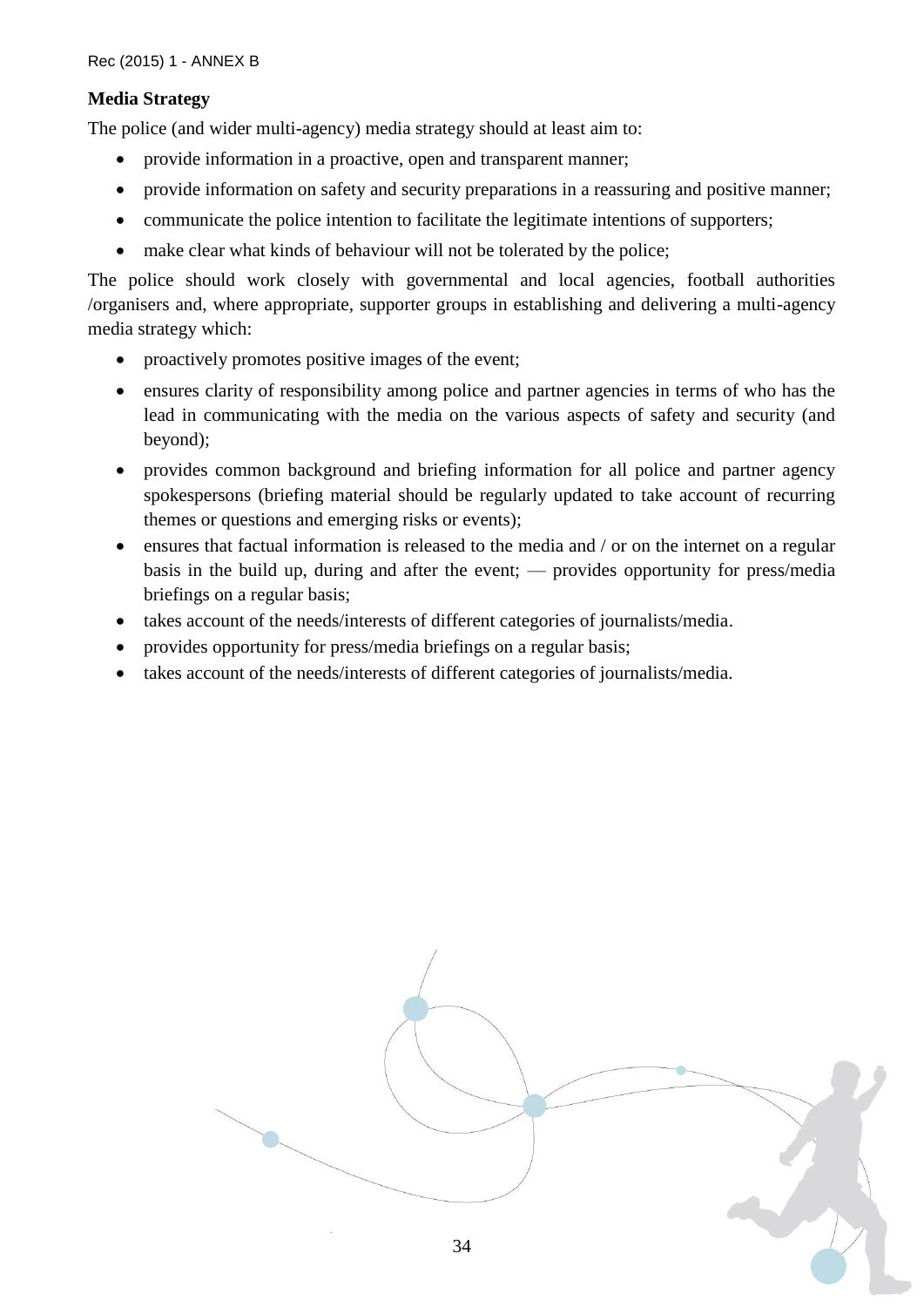**Media Strategy**

The police (and wider multi-agency) media strategy should at least aim to:

- provide information in a proactive, open and transparent manner;
- provide information on safety and security preparations in a reassuring and positive manner;
- communicate the police intention to facilitate the legitimate intentions of supporters;
- make clear what kinds of behaviour will not be tolerated by the police;

The police should work closely with governmental and local agencies, football authorities /organisers and, where appropriate, supporter groups in establishing and delivering a multi-agency media strategy which:

- proactively promotes positive images of the event;
- ensures clarity of responsibility among police and partner agencies in terms of who has the lead in communicating with the media on the various aspects of safety and security (and beyond);
- provides common background and briefing information for all police and partner agency spokespersons (briefing material should be regularly updated to take account of recurring themes or questions and emerging risks or events);
- ensures that factual information is released to the media and / or on the internet on a regular basis in the build up, during and after the event; — provides opportunity for press/media briefings on a regular basis;
- takes account of the needs/interests of different categories of journalists/media.
- provides opportunity for press/media briefings on a regular basis;
- takes account of the needs/interests of different categories of journalists/media.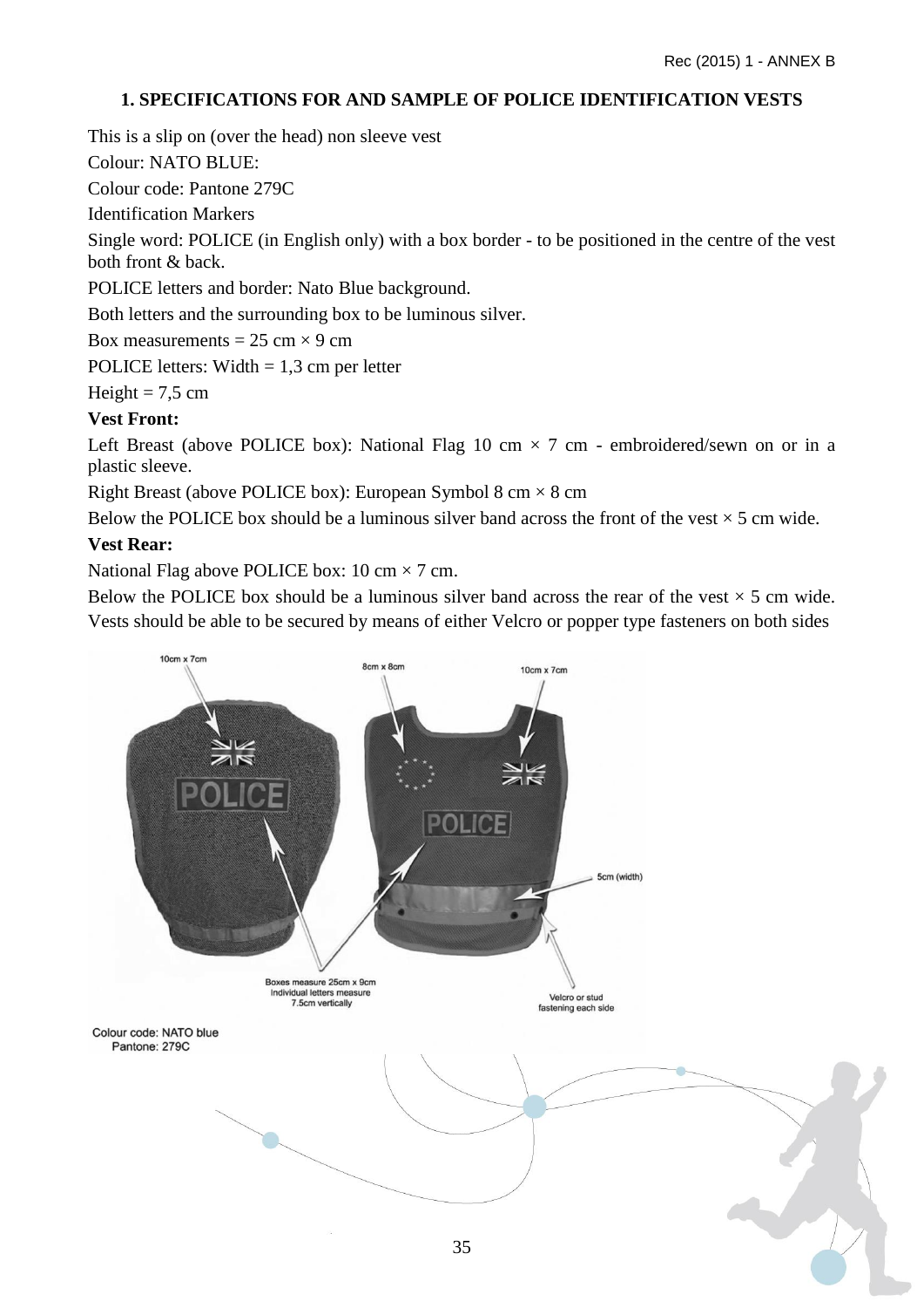## 1. SPECIFICATIONS FOR AND SAMPLE OF POLICE IDENTIFICATION VESTS

This is a slip on (over the head) non sleeve vest

Colour: NATO BLUE:

Colour code: Pantone 279C

Identification Markers

Single word: POLICE (in English only) with a box border - to be positioned in the centre of the vest both front & back.

POLICE letters and border: Nato Blue background.

Both letters and the surrounding box to be luminous silver.

Box measurements = 25 cm × 9 cm

POLICE letters: Width = 1,3 cm per letter

Height = 7,5 cm

**Vest Front:**

Left Breast (above POLICE box): National Flag 10 cm × 7 cm - embroidered/sewn on or in a plastic sleeve.

Right Breast (above POLICE box): European Symbol 8 cm × 8 cm

Below the POLICE box should be a luminous silver band across the front of the vest × 5 cm wide.

**Vest Rear:**

National Flag above POLICE box: 10 cm × 7 cm.

Below the POLICE box should be a luminous silver band across the rear of the vest × 5 cm wide. Vests should be able to be secured by means of either Velcro or popper type fasteners on both sides

10cm x 7cm

8cm x 8cm

10cm x 7cm

5cm (width)

Boxes measure 25cm x 9cm
Individual letters measure
7.5cm vertically

Velcro or stud
fastening each side

Colour code: NATO blue
Pantone: 279C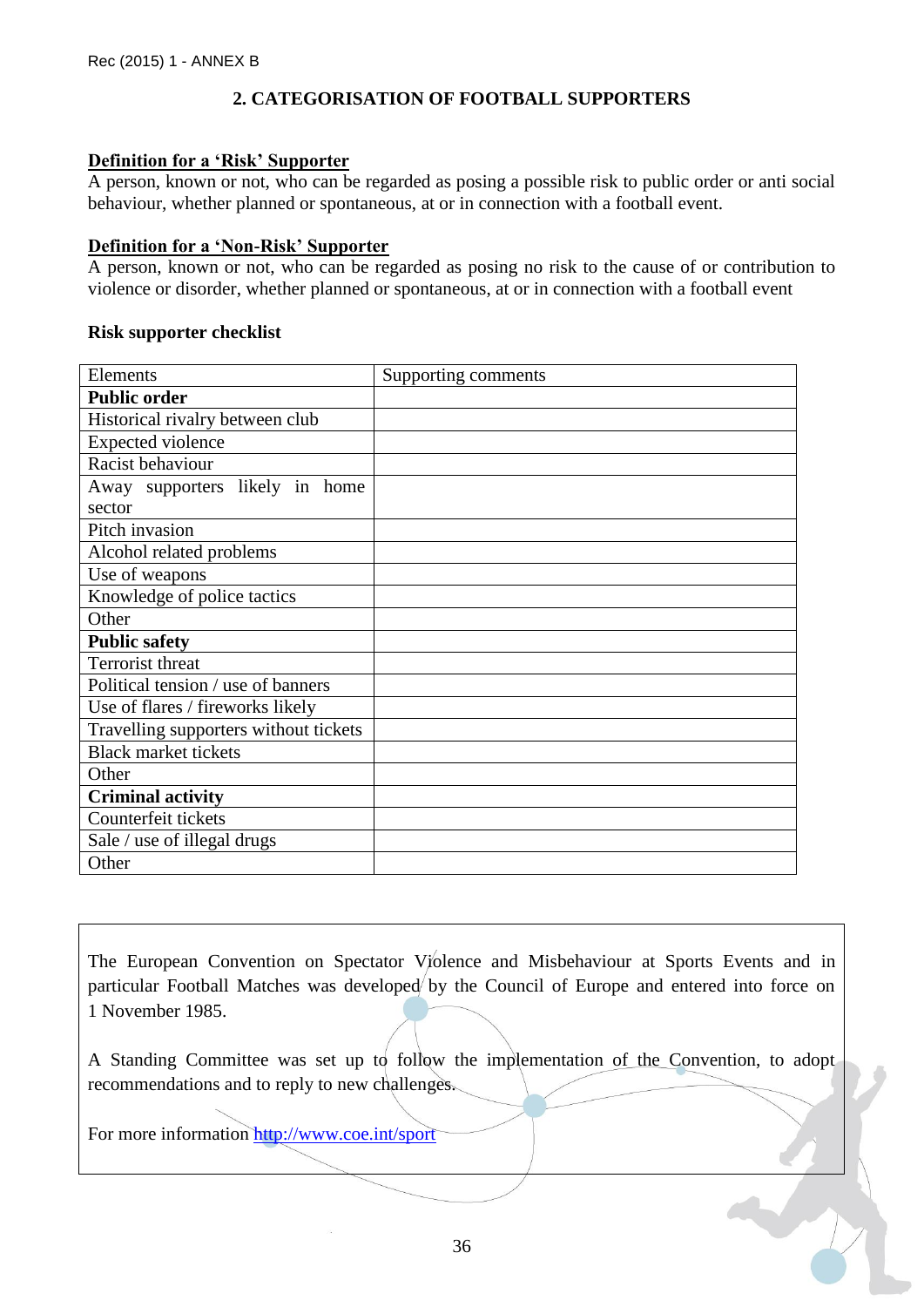## 2. CATEGORISATION OF FOOTBALL SUPPORTERS

**Definition for a 'Risk' Supporter**

A person, known or not, who can be regarded as posing a possible risk to public order or anti social behaviour, whether planned or spontaneous, at or in connection with a football event.

**Definition for a 'Non-Risk' Supporter**

A person, known or not, who can be regarded as posing no risk to the cause of or contribution to violence or disorder, whether planned or spontaneous, at or in connection with a football event

**Risk supporter checklist**

| Elements | Supporting comments |
|---|---|
| **Public order** | |
| Historical rivalry between club | |
| Expected violence | |
| Racist behaviour | |
| Away supporters likely in home sector | |
| Pitch invasion | |
| Alcohol related problems | |
| Use of weapons | |
| Knowledge of police tactics | |
| Other | |
| **Public safety** | |
| Terrorist threat | |
| Political tension / use of banners | |
| Use of flares / fireworks likely | |
| Travelling supporters without tickets | |
| Black market tickets | |
| Other | |
| **Criminal activity** | |
| Counterfeit tickets | |
| Sale / use of illegal drugs | |
| Other | |

The European Convention on Spectator Violence and Misbehaviour at Sports Events and in particular Football Matches was developed by the Council of Europe and entered into force on 1 November 1985.

A Standing Committee was set up to follow the implementation of the Convention, to adopt recommendations and to reply to new challenges.

For more information http://www.coe.int/sport